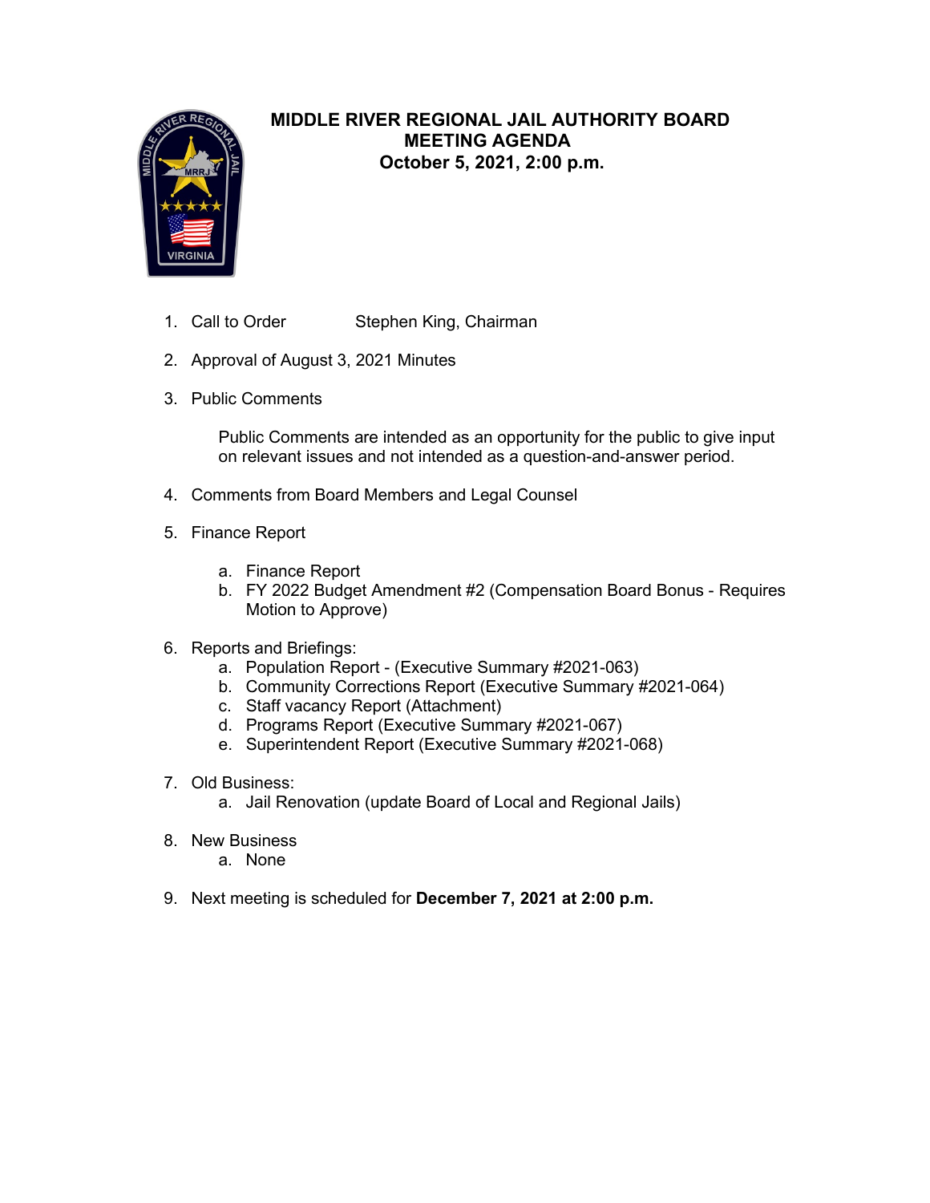# MIDDLE RIVER REGIONAL JAIL AUTHORITY BOARD MEETING AGENDA

**October 5, 2021, 2:00 p.m.**

1. Call to Order     Stephen King, Chairman

2. Approval of August 3, 2021 Minutes

3. Public Comments

   Public Comments are intended as an opportunity for the public to give input on relevant issues and not intended as a question-and-answer period.

4. Comments from Board Members and Legal Counsel

5. Finance Report

   a. Finance Report
   b. FY 2022 Budget Amendment #2 (Compensation Board Bonus - Requires Motion to Approve)

6. Reports and Briefings:
   a. Population Report - (Executive Summary #2021-063)
   b. Community Corrections Report (Executive Summary #2021-064)
   c. Staff vacancy Report (Attachment)
   d. Programs Report (Executive Summary #2021-067)
   e. Superintendent Report (Executive Summary #2021-068)

7. Old Business:
   a. Jail Renovation (update Board of Local and Regional Jails)

8. New Business
   a. None

9. Next meeting is scheduled for **December 7, 2021 at 2:00 p.m.**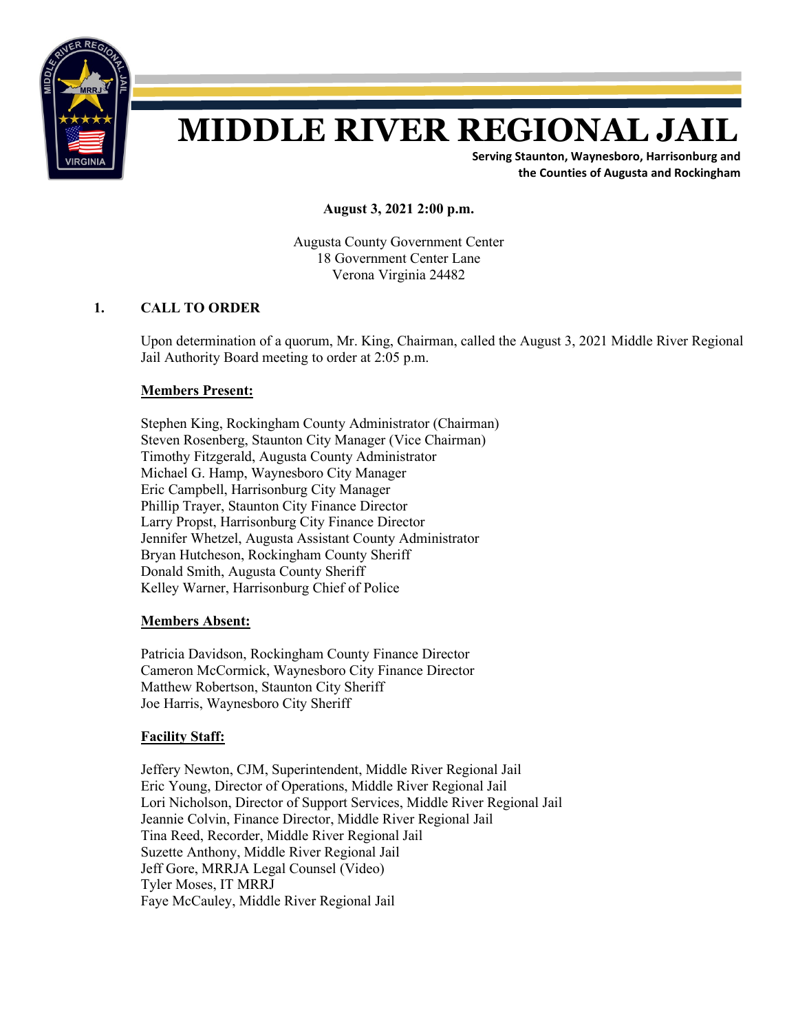# MIDDLE RIVER REGIONAL JAIL

**Serving Staunton, Waynesboro, Harrisonburg and the Counties of Augusta and Rockingham**

**August 3, 2021 2:00 p.m.**

Augusta County Government Center
18 Government Center Lane
Verona Virginia 24482

## 1. CALL TO ORDER

Upon determination of a quorum, Mr. King, Chairman, called the August 3, 2021 Middle River Regional Jail Authority Board meeting to order at 2:05 p.m.

**Members Present:**

Stephen King, Rockingham County Administrator (Chairman)
Steven Rosenberg, Staunton City Manager (Vice Chairman)
Timothy Fitzgerald, Augusta County Administrator
Michael G. Hamp, Waynesboro City Manager
Eric Campbell, Harrisonburg City Manager
Phillip Trayer, Staunton City Finance Director
Larry Propst, Harrisonburg City Finance Director
Jennifer Whetzel, Augusta Assistant County Administrator
Bryan Hutcheson, Rockingham County Sheriff
Donald Smith, Augusta County Sheriff
Kelley Warner, Harrisonburg Chief of Police

**Members Absent:**

Patricia Davidson, Rockingham County Finance Director
Cameron McCormick, Waynesboro City Finance Director
Matthew Robertson, Staunton City Sheriff
Joe Harris, Waynesboro City Sheriff

**Facility Staff:**

Jeffery Newton, CJM, Superintendent, Middle River Regional Jail
Eric Young, Director of Operations, Middle River Regional Jail
Lori Nicholson, Director of Support Services, Middle River Regional Jail
Jeannie Colvin, Finance Director, Middle River Regional Jail
Tina Reed, Recorder, Middle River Regional Jail
Suzette Anthony, Middle River Regional Jail
Jeff Gore, MRRJA Legal Counsel (Video)
Tyler Moses, IT MRRJ
Faye McCauley, Middle River Regional Jail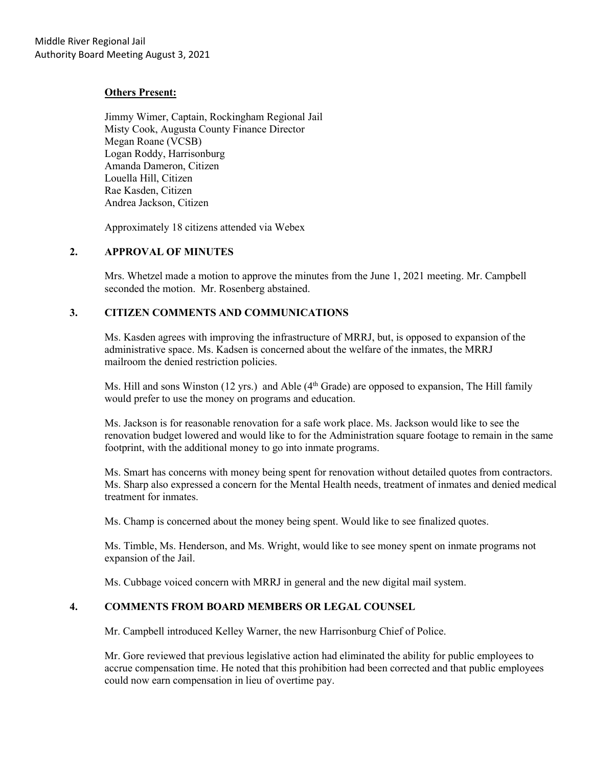**Others Present:**

Jimmy Wimer, Captain, Rockingham Regional Jail
Misty Cook, Augusta County Finance Director
Megan Roane (VCSB)
Logan Roddy, Harrisonburg
Amanda Dameron, Citizen
Louella Hill, Citizen
Rae Kasden, Citizen
Andrea Jackson, Citizen

Approximately 18 citizens attended via Webex

## 2. APPROVAL OF MINUTES

Mrs. Whetzel made a motion to approve the minutes from the June 1, 2021 meeting. Mr. Campbell seconded the motion. Mr. Rosenberg abstained.

## 3. CITIZEN COMMENTS AND COMMUNICATIONS

Ms. Kasden agrees with improving the infrastructure of MRRJ, but, is opposed to expansion of the administrative space. Ms. Kadsen is concerned about the welfare of the inmates, the MRRJ mailroom the denied restriction policies.

Ms. Hill and sons Winston (12 yrs.) and Able (4th Grade) are opposed to expansion, The Hill family would prefer to use the money on programs and education.

Ms. Jackson is for reasonable renovation for a safe work place. Ms. Jackson would like to see the renovation budget lowered and would like to for the Administration square footage to remain in the same footprint, with the additional money to go into inmate programs.

Ms. Smart has concerns with money being spent for renovation without detailed quotes from contractors. Ms. Sharp also expressed a concern for the Mental Health needs, treatment of inmates and denied medical treatment for inmates.

Ms. Champ is concerned about the money being spent. Would like to see finalized quotes.

Ms. Timble, Ms. Henderson, and Ms. Wright, would like to see money spent on inmate programs not expansion of the Jail.

Ms. Cubbage voiced concern with MRRJ in general and the new digital mail system.

## 4. COMMENTS FROM BOARD MEMBERS OR LEGAL COUNSEL

Mr. Campbell introduced Kelley Warner, the new Harrisonburg Chief of Police.

Mr. Gore reviewed that previous legislative action had eliminated the ability for public employees to accrue compensation time. He noted that this prohibition had been corrected and that public employees could now earn compensation in lieu of overtime pay.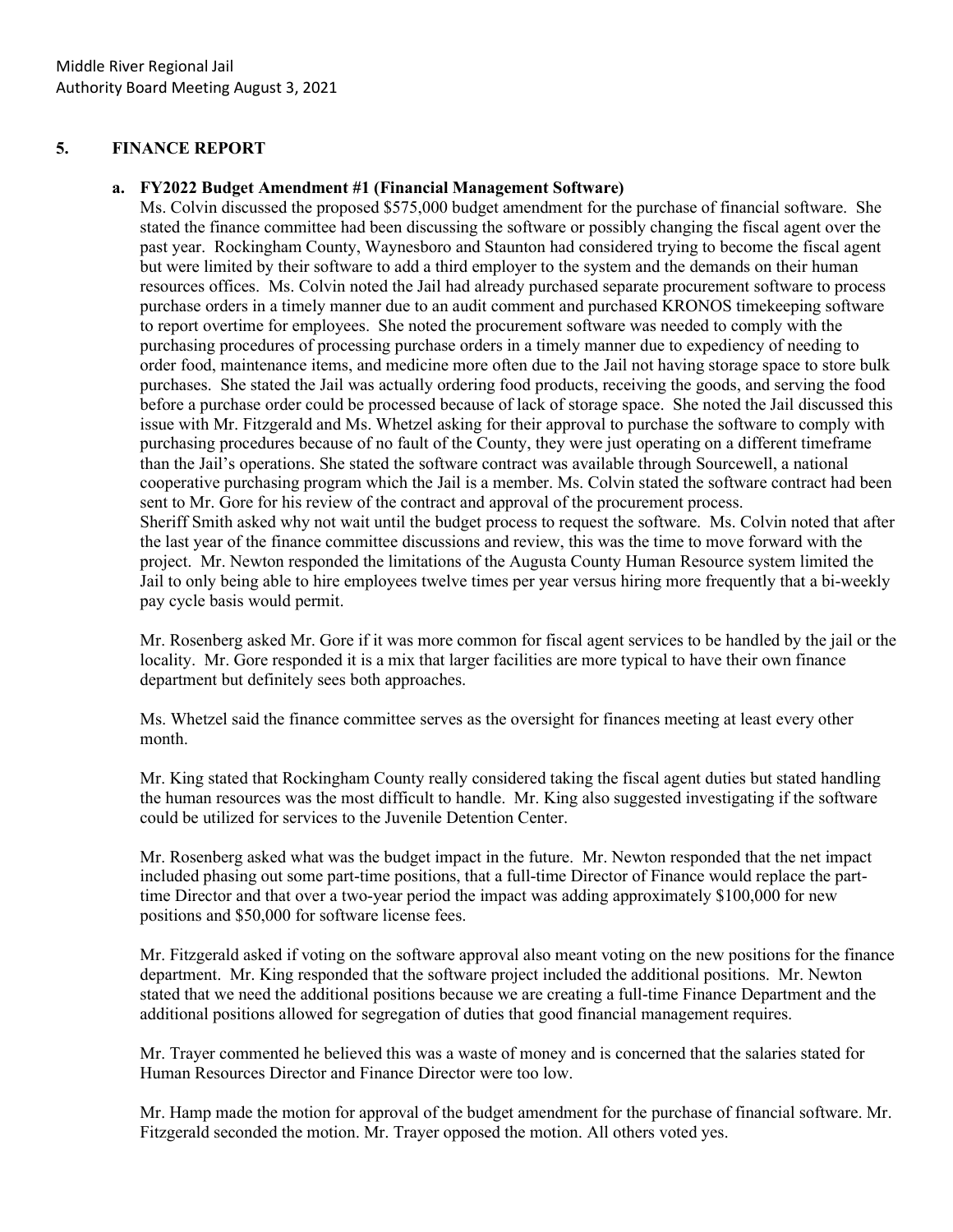## 5. FINANCE REPORT

### a. FY2022 Budget Amendment #1 (Financial Management Software)

Ms. Colvin discussed the proposed $575,000 budget amendment for the purchase of financial software. She stated the finance committee had been discussing the software or possibly changing the fiscal agent over the past year. Rockingham County, Waynesboro and Staunton had considered trying to become the fiscal agent but were limited by their software to add a third employer to the system and the demands on their human resources offices. Ms. Colvin noted the Jail had already purchased separate procurement software to process purchase orders in a timely manner due to an audit comment and purchased KRONOS timekeeping software to report overtime for employees. She noted the procurement software was needed to comply with the purchasing procedures of processing purchase orders in a timely manner due to expediency of needing to order food, maintenance items, and medicine more often due to the Jail not having storage space to store bulk purchases. She stated the Jail was actually ordering food products, receiving the goods, and serving the food before a purchase order could be processed because of lack of storage space. She noted the Jail discussed this issue with Mr. Fitzgerald and Ms. Whetzel asking for their approval to purchase the software to comply with purchasing procedures because of no fault of the County, they were just operating on a different timeframe than the Jail's operations. She stated the software contract was available through Sourcewell, a national cooperative purchasing program which the Jail is a member. Ms. Colvin stated the software contract had been sent to Mr. Gore for his review of the contract and approval of the procurement process.

Sheriff Smith asked why not wait until the budget process to request the software. Ms. Colvin noted that after the last year of the finance committee discussions and review, this was the time to move forward with the project. Mr. Newton responded the limitations of the Augusta County Human Resource system limited the Jail to only being able to hire employees twelve times per year versus hiring more frequently that a bi-weekly pay cycle basis would permit.

Mr. Rosenberg asked Mr. Gore if it was more common for fiscal agent services to be handled by the jail or the locality. Mr. Gore responded it is a mix that larger facilities are more typical to have their own finance department but definitely sees both approaches.

Ms. Whetzel said the finance committee serves as the oversight for finances meeting at least every other month.

Mr. King stated that Rockingham County really considered taking the fiscal agent duties but stated handling the human resources was the most difficult to handle. Mr. King also suggested investigating if the software could be utilized for services to the Juvenile Detention Center.

Mr. Rosenberg asked what was the budget impact in the future. Mr. Newton responded that the net impact included phasing out some part-time positions, that a full-time Director of Finance would replace the part-time Director and that over a two-year period the impact was adding approximately $100,000 for new positions and $50,000 for software license fees.

Mr. Fitzgerald asked if voting on the software approval also meant voting on the new positions for the finance department. Mr. King responded that the software project included the additional positions. Mr. Newton stated that we need the additional positions because we are creating a full-time Finance Department and the additional positions allowed for segregation of duties that good financial management requires.

Mr. Trayer commented he believed this was a waste of money and is concerned that the salaries stated for Human Resources Director and Finance Director were too low.

Mr. Hamp made the motion for approval of the budget amendment for the purchase of financial software. Mr. Fitzgerald seconded the motion. Mr. Trayer opposed the motion. All others voted yes.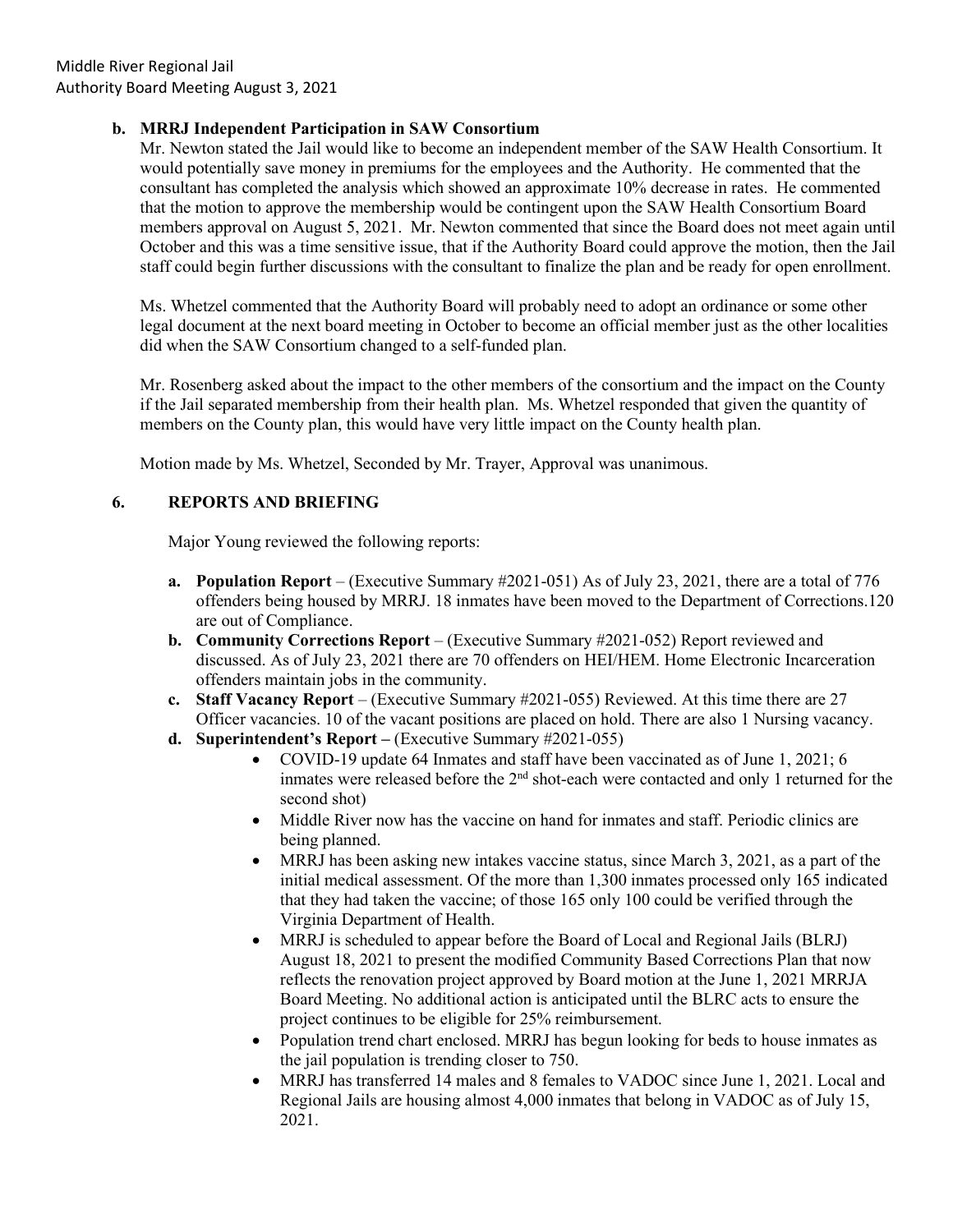**b. MRRJ Independent Participation in SAW Consortium**

Mr. Newton stated the Jail would like to become an independent member of the SAW Health Consortium. It would potentially save money in premiums for the employees and the Authority. He commented that the consultant has completed the analysis which showed an approximate 10% decrease in rates. He commented that the motion to approve the membership would be contingent upon the SAW Health Consortium Board members approval on August 5, 2021. Mr. Newton commented that since the Board does not meet again until October and this was a time sensitive issue, that if the Authority Board could approve the motion, then the Jail staff could begin further discussions with the consultant to finalize the plan and be ready for open enrollment.

Ms. Whetzel commented that the Authority Board will probably need to adopt an ordinance or some other legal document at the next board meeting in October to become an official member just as the other localities did when the SAW Consortium changed to a self-funded plan.

Mr. Rosenberg asked about the impact to the other members of the consortium and the impact on the County if the Jail separated membership from their health plan. Ms. Whetzel responded that given the quantity of members on the County plan, this would have very little impact on the County health plan.

Motion made by Ms. Whetzel, Seconded by Mr. Trayer, Approval was unanimous.

## 6. REPORTS AND BRIEFING

Major Young reviewed the following reports:

- **a. Population Report** – (Executive Summary #2021-051) As of July 23, 2021, there are a total of 776 offenders being housed by MRRJ. 18 inmates have been moved to the Department of Corrections.120 are out of Compliance.
- **b. Community Corrections Report** – (Executive Summary #2021-052) Report reviewed and discussed. As of July 23, 2021 there are 70 offenders on HEI/HEM. Home Electronic Incarceration offenders maintain jobs in the community.
- **c. Staff Vacancy Report** – (Executive Summary #2021-055) Reviewed. At this time there are 27 Officer vacancies. 10 of the vacant positions are placed on hold. There are also 1 Nursing vacancy.
- **d. Superintendent's Report –** (Executive Summary #2021-055)
  - COVID-19 update 64 Inmates and staff have been vaccinated as of June 1, 2021; 6 inmates were released before the 2nd shot-each were contacted and only 1 returned for the second shot)
  - Middle River now has the vaccine on hand for inmates and staff. Periodic clinics are being planned.
  - MRRJ has been asking new intakes vaccine status, since March 3, 2021, as a part of the initial medical assessment. Of the more than 1,300 inmates processed only 165 indicated that they had taken the vaccine; of those 165 only 100 could be verified through the Virginia Department of Health.
  - MRRJ is scheduled to appear before the Board of Local and Regional Jails (BLRJ) August 18, 2021 to present the modified Community Based Corrections Plan that now reflects the renovation project approved by Board motion at the June 1, 2021 MRRJA Board Meeting. No additional action is anticipated until the BLRC acts to ensure the project continues to be eligible for 25% reimbursement.
  - Population trend chart enclosed. MRRJ has begun looking for beds to house inmates as the jail population is trending closer to 750.
  - MRRJ has transferred 14 males and 8 females to VADOC since June 1, 2021. Local and Regional Jails are housing almost 4,000 inmates that belong in VADOC as of July 15, 2021.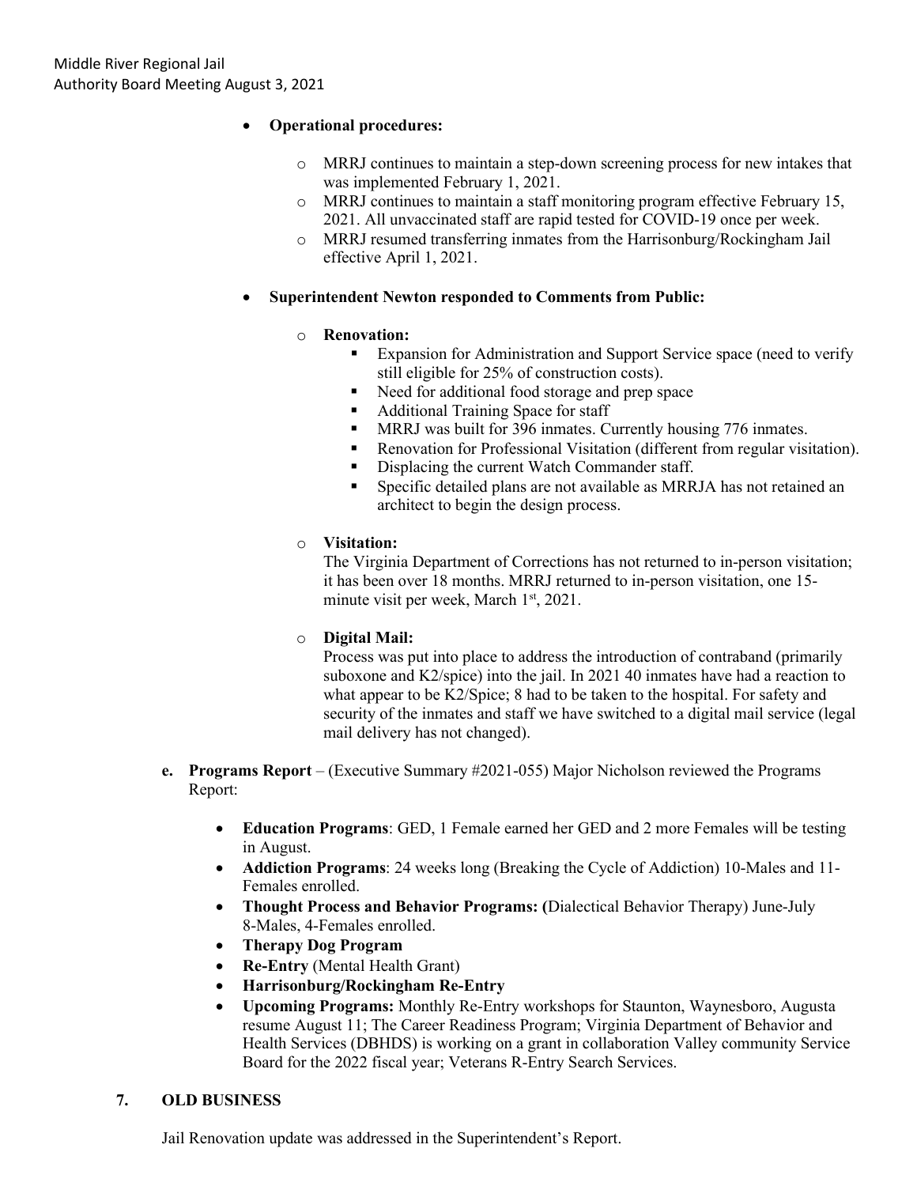- **Operational procedures:**
  - MRRJ continues to maintain a step-down screening process for new intakes that was implemented February 1, 2021.
  - MRRJ continues to maintain a staff monitoring program effective February 15, 2021. All unvaccinated staff are rapid tested for COVID-19 once per week.
  - MRRJ resumed transferring inmates from the Harrisonburg/Rockingham Jail effective April 1, 2021.

- **Superintendent Newton responded to Comments from Public:**
  - **Renovation:**
    - Expansion for Administration and Support Service space (need to verify still eligible for 25% of construction costs).
    - Need for additional food storage and prep space
    - Additional Training Space for staff
    - MRRJ was built for 396 inmates. Currently housing 776 inmates.
    - Renovation for Professional Visitation (different from regular visitation).
    - Displacing the current Watch Commander staff.
    - Specific detailed plans are not available as MRRJA has not retained an architect to begin the design process.
  - **Visitation:**
    The Virginia Department of Corrections has not returned to in-person visitation; it has been over 18 months. MRRJ returned to in-person visitation, one 15-minute visit per week, March 1st, 2021.
  - **Digital Mail:**
    Process was put into place to address the introduction of contraband (primarily suboxone and K2/spice) into the jail. In 2021 40 inmates have had a reaction to what appear to be K2/Spice; 8 had to be taken to the hospital. For safety and security of the inmates and staff we have switched to a digital mail service (legal mail delivery has not changed).

**e. Programs Report** – (Executive Summary #2021-055) Major Nicholson reviewed the Programs Report:

- **Education Programs**: GED, 1 Female earned her GED and 2 more Females will be testing in August.
- **Addiction Programs**: 24 weeks long (Breaking the Cycle of Addiction) 10-Males and 11-Females enrolled.
- **Thought Process and Behavior Programs: (**Dialectical Behavior Therapy) June-July 8-Males, 4-Females enrolled.
- **Therapy Dog Program**
- **Re-Entry** (Mental Health Grant)
- **Harrisonburg/Rockingham Re-Entry**
- **Upcoming Programs:** Monthly Re-Entry workshops for Staunton, Waynesboro, Augusta resume August 11; The Career Readiness Program; Virginia Department of Behavior and Health Services (DBHDS) is working on a grant in collaboration Valley community Service Board for the 2022 fiscal year; Veterans R-Entry Search Services.

## 7. OLD BUSINESS

Jail Renovation update was addressed in the Superintendent's Report.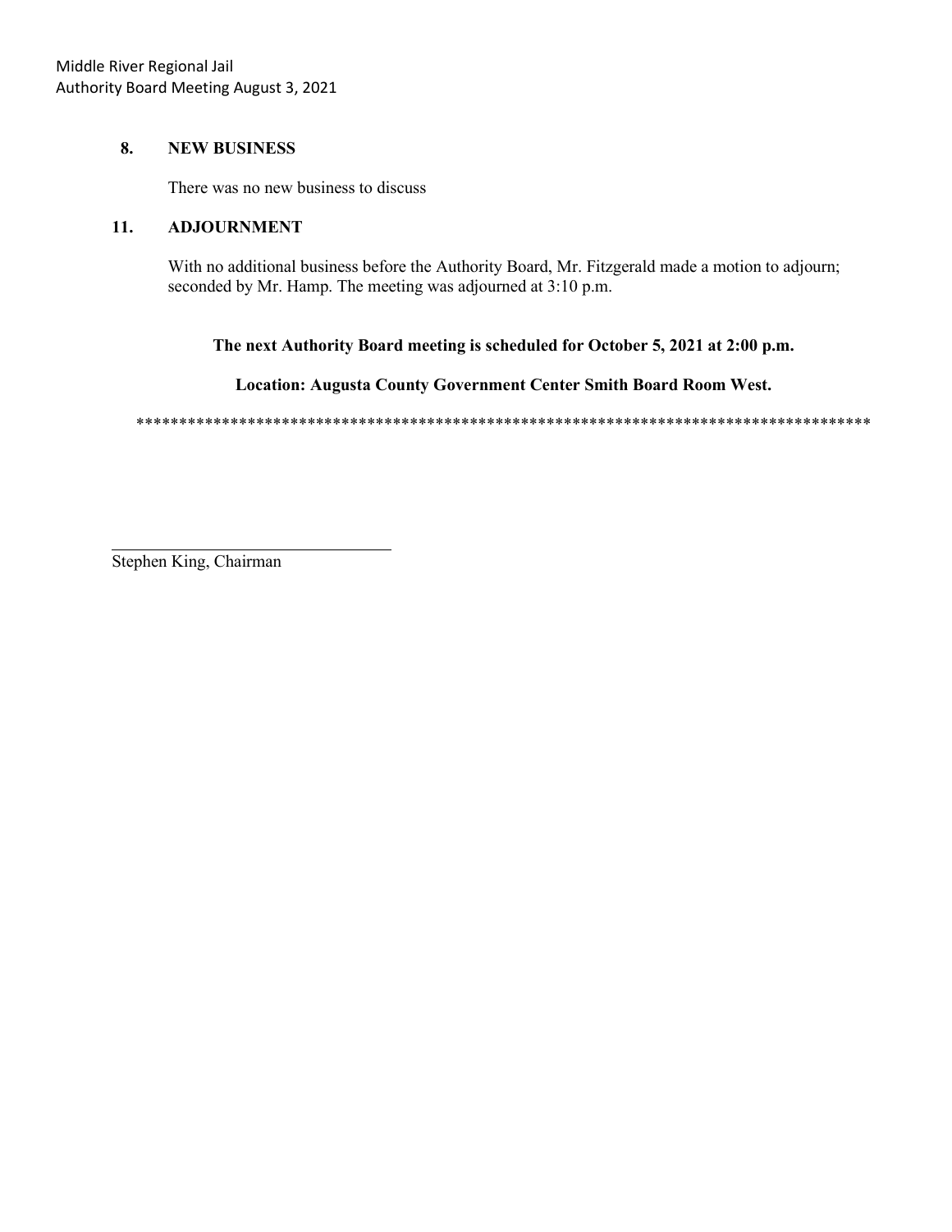**8. NEW BUSINESS**

There was no new business to discuss

**11. ADJOURNMENT**

With no additional business before the Authority Board, Mr. Fitzgerald made a motion to adjourn; seconded by Mr. Hamp. The meeting was adjourned at 3:10 p.m.

**The next Authority Board meeting is scheduled for October 5, 2021 at 2:00 p.m.**

**Location: Augusta County Government Center Smith Board Room West.**

\*\*\*\*\*\*\*\*\*\*\*\*\*\*\*\*\*\*\*\*\*\*\*\*\*\*\*\*\*\*\*\*\*\*\*\*\*\*\*\*\*\*\*\*\*\*\*\*\*\*\*\*\*\*\*\*\*\*\*\*\*\*\*\*\*\*\*\*\*\*\*\*\*\*\*\*\*\*\*\*\*\*\*\*\*\*\*\*

\_\_\_\_\_\_\_\_\_\_\_\_\_\_\_\_\_\_\_\_\_\_\_\_\_\_\_\_\_\_\_\_\_\_

Stephen King, Chairman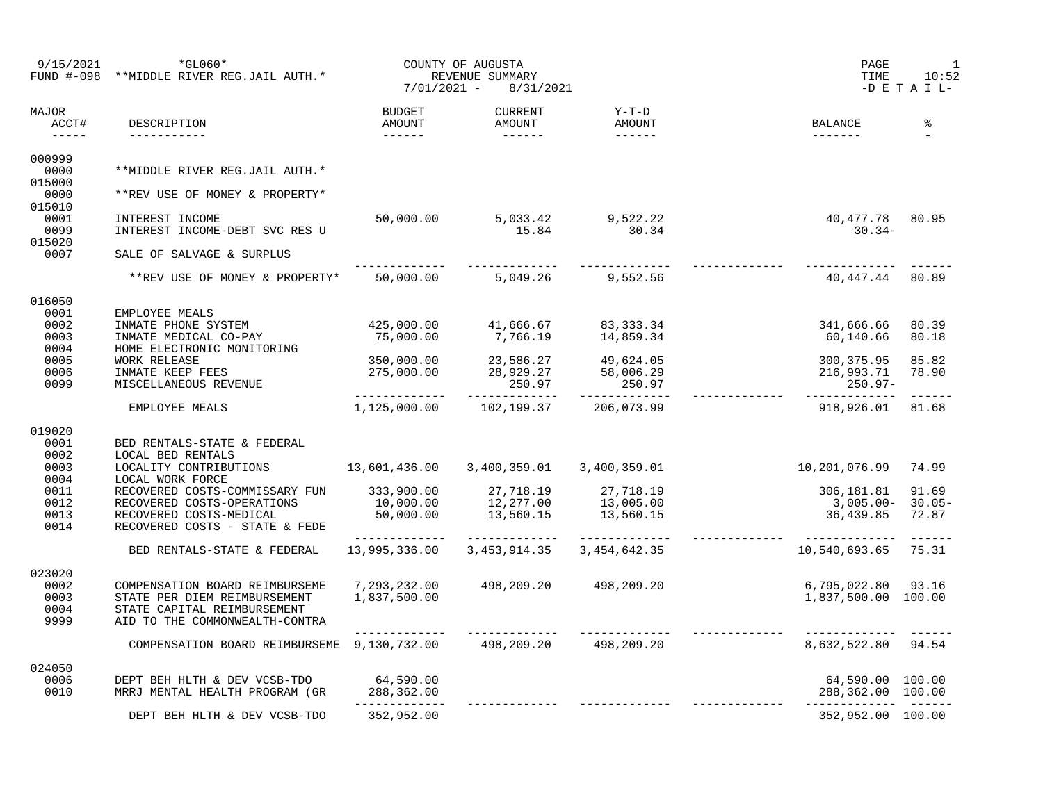9/15/2021 *GL060* COUNTY OF AUGUSTA PAGE 1
FUND #-098 **MIDDLE RIVER REG.JAIL AUTH.* REVENUE SUMMARY TIME 10:52
7/01/2021 - 8/31/2021 -D E T A I L-

| MAJOR ACCT# | DESCRIPTION | BUDGET AMOUNT | CURRENT AMOUNT | Y-T-D AMOUNT | | BALANCE | % |
|---|---|---|---|---|---|---|---|
| 000999 | | | | | | | |
| 0000 | **MIDDLE RIVER REG.JAIL AUTH.* | | | | | | |
| 015000 | | | | | | | |
| 0000 | **REV USE OF MONEY & PROPERTY* | | | | | | |
| 015010 | | | | | | | |
| 0001 | INTEREST INCOME | 50,000.00 | 5,033.42 | 9,522.22 | | 40,477.78 | 80.95 |
| 0099 | INTEREST INCOME-DEBT SVC RES U | | 15.84 | 30.34 | | 30.34- | |
| 015020 | | | | | | | |
| 0007 | SALE OF SALVAGE & SURPLUS | | | | | | |
| | **REV USE OF MONEY & PROPERTY* | 50,000.00 | 5,049.26 | 9,552.56 | | 40,447.44 | 80.89 |
| 016050 | | | | | | | |
| 0001 | EMPLOYEE MEALS | | | | | | |
| 0002 | INMATE PHONE SYSTEM | 425,000.00 | 41,666.67 | 83,333.34 | | 341,666.66 | 80.39 |
| 0003 | INMATE MEDICAL CO-PAY | 75,000.00 | 7,766.19 | 14,859.34 | | 60,140.66 | 80.18 |
| 0004 | HOME ELECTRONIC MONITORING | | | | | | |
| 0005 | WORK RELEASE | 350,000.00 | 23,586.27 | 49,624.05 | | 300,375.95 | 85.82 |
| 0006 | INMATE KEEP FEES | 275,000.00 | 28,929.27 | 58,006.29 | | 216,993.71 | 78.90 |
| 0099 | MISCELLANEOUS REVENUE | | 250.97 | 250.97 | | 250.97- | |
| | EMPLOYEE MEALS | 1,125,000.00 | 102,199.37 | 206,073.99 | | 918,926.01 | 81.68 |
| 019020 | | | | | | | |
| 0001 | BED RENTALS-STATE & FEDERAL | | | | | | |
| 0002 | LOCAL BED RENTALS | | | | | | |
| 0003 | LOCALITY CONTRIBUTIONS | 13,601,436.00 | 3,400,359.01 | 3,400,359.01 | | 10,201,076.99 | 74.99 |
| 0004 | LOCAL WORK FORCE | | | | | | |
| 0011 | RECOVERED COSTS-COMMISSARY FUN | 333,900.00 | 27,718.19 | 27,718.19 | | 306,181.81 | 91.69 |
| 0012 | RECOVERED COSTS-OPERATIONS | 10,000.00 | 12,277.00 | 13,005.00 | | 3,005.00- | 30.05- |
| 0013 | RECOVERED COSTS-MEDICAL | 50,000.00 | 13,560.15 | 13,560.15 | | 36,439.85 | 72.87 |
| 0014 | RECOVERED COSTS - STATE & FEDE | | | | | | |
| | BED RENTALS-STATE & FEDERAL | 13,995,336.00 | 3,453,914.35 | 3,454,642.35 | | 10,540,693.65 | 75.31 |
| 023020 | | | | | | | |
| 0002 | COMPENSATION BOARD REIMBURSEME | 7,293,232.00 | 498,209.20 | 498,209.20 | | 6,795,022.80 | 93.16 |
| 0003 | STATE PER DIEM REIMBURSEMENT | 1,837,500.00 | | | | 1,837,500.00 | 100.00 |
| 0004 | STATE CAPITAL REIMBURSEMENT | | | | | | |
| 9999 | AID TO THE COMMONWEALTH-CONTRA | | | | | | |
| | COMPENSATION BOARD REIMBURSEME | 9,130,732.00 | 498,209.20 | 498,209.20 | | 8,632,522.80 | 94.54 |
| 024050 | | | | | | | |
| 0006 | DEPT BEH HLTH & DEV VCSB-TDO | 64,590.00 | | | | 64,590.00 | 100.00 |
| 0010 | MRRJ MENTAL HEALTH PROGRAM (GR | 288,362.00 | | | | 288,362.00 | 100.00 |
| | DEPT BEH HLTH & DEV VCSB-TDO | 352,952.00 | | | | 352,952.00 | 100.00 |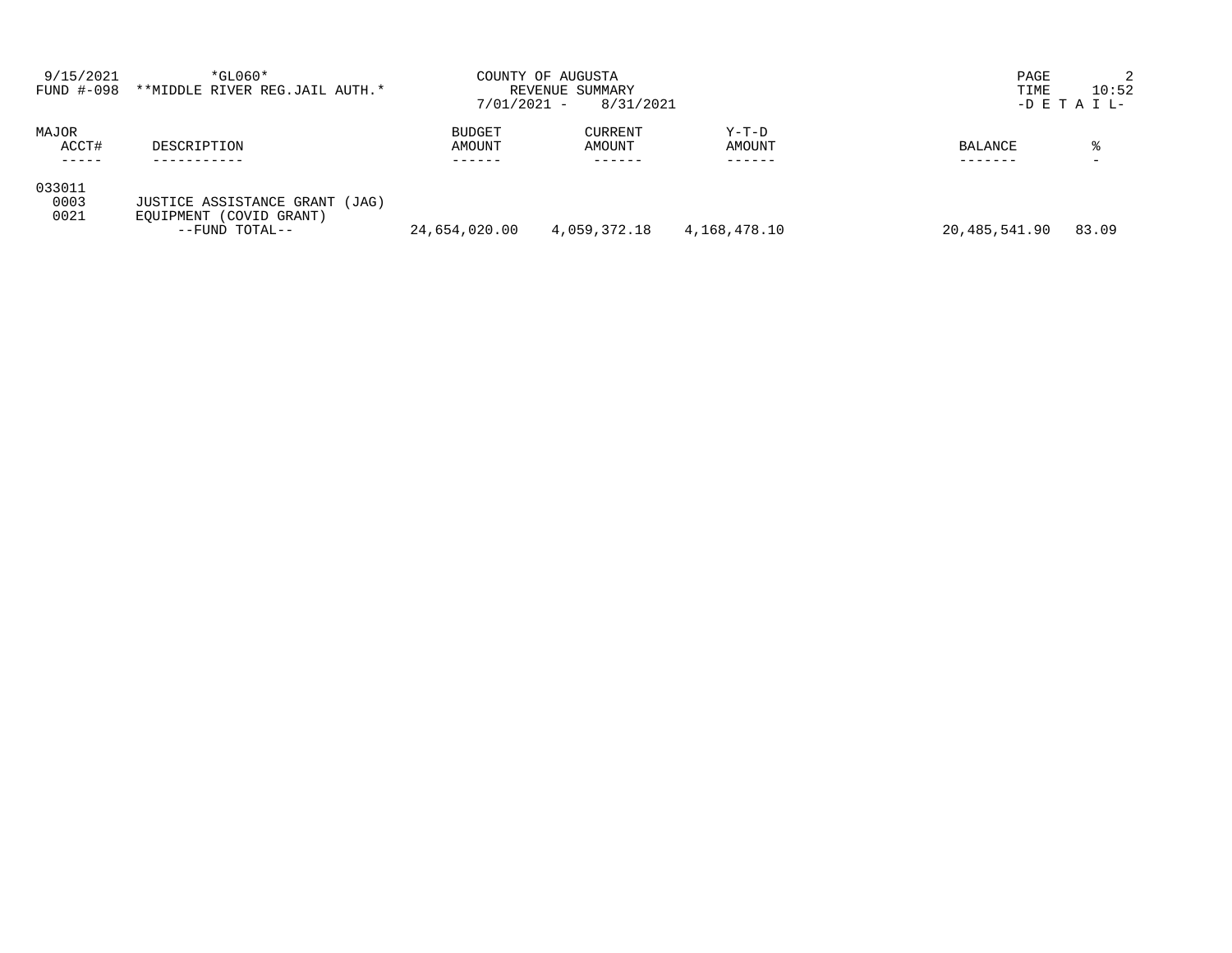9/15/2021 *GL060* COUNTY OF AUGUSTA

FUND #-098 **MIDDLE RIVER REG.JAIL AUTH.* REVENUE SUMMARY

7/01/2021 - 8/31/2021

-D E T A I L-

| MAJOR ACCT# | DESCRIPTION | BUDGET AMOUNT | CURRENT AMOUNT | Y-T-D AMOUNT | BALANCE | % |
|---|---|---|---|---|---|---|
| 033011 | | | | | | |
| 0003 | JUSTICE ASSISTANCE GRANT (JAG) | | | | | |
| 0021 | EQUIPMENT (COVID GRANT) | | | | | |
| | --FUND TOTAL-- | 24,654,020.00 | 4,059,372.18 | 4,168,478.10 | 20,485,541.90 | 83.09 |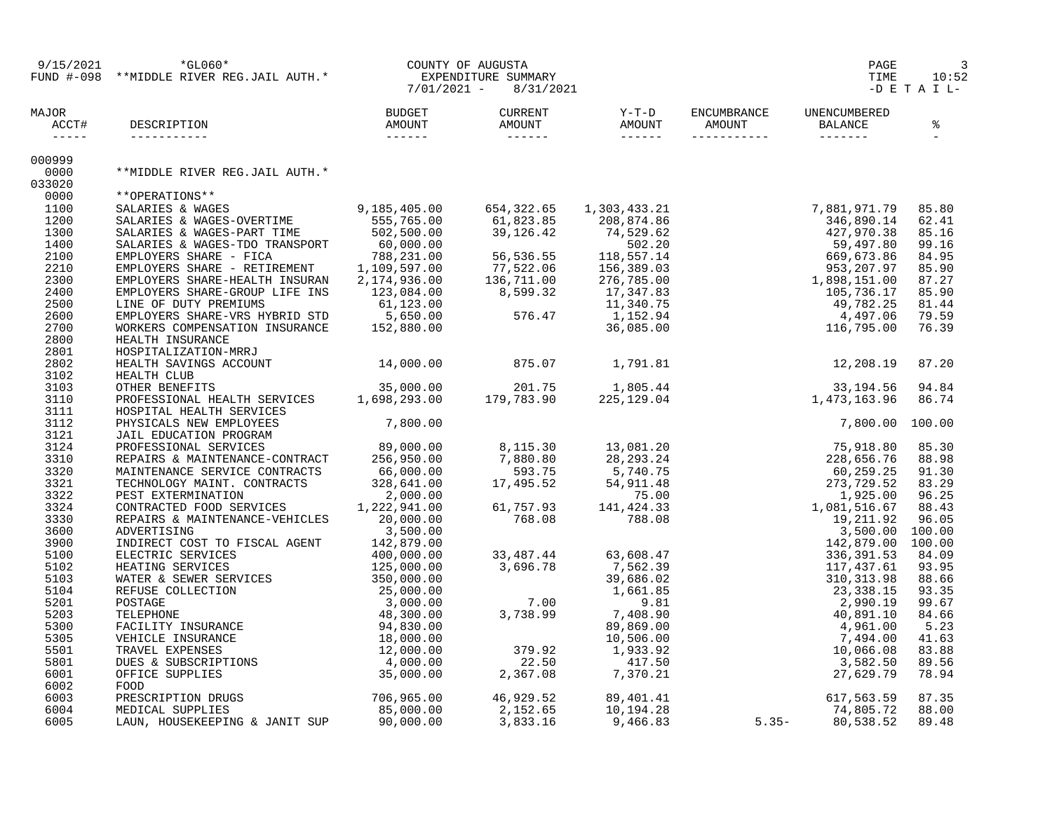9/15/2021 \*GL060\* COUNTY OF AUGUSTA
FUND #-098 \*\*MIDDLE RIVER REG.JAIL AUTH.\* EXPENDITURE SUMMARY
7/01/2021 - 8/31/2021

TIME 10:52
-D E T A I L-

| MAJOR ACCT# | DESCRIPTION | BUDGET AMOUNT | CURRENT AMOUNT | Y-T-D AMOUNT | ENCUMBRANCE AMOUNT | UNENCUMBERED BALANCE | % |
|---|---|---|---|---|---|---|---|
| 000999 | | | | | | | |
| 0000 | **MIDDLE RIVER REG.JAIL AUTH.* | | | | | | |
| 033020 | | | | | | | |
| 0000 | **OPERATIONS** | | | | | | |
| 1100 | SALARIES & WAGES | 9,185,405.00 | 654,322.65 | 1,303,433.21 | | 7,881,971.79 | 85.80 |
| 1200 | SALARIES & WAGES-OVERTIME | 555,765.00 | 61,823.85 | 208,874.86 | | 346,890.14 | 62.41 |
| 1300 | SALARIES & WAGES-PART TIME | 502,500.00 | 39,126.42 | 74,529.62 | | 427,970.38 | 85.16 |
| 1400 | SALARIES & WAGES-TDO TRANSPORT | 60,000.00 | | 502.20 | | 59,497.80 | 99.16 |
| 2100 | EMPLOYERS SHARE - FICA | 788,231.00 | 56,536.55 | 118,557.14 | | 669,673.86 | 84.95 |
| 2210 | EMPLOYERS SHARE - RETIREMENT | 1,109,597.00 | 77,522.06 | 156,389.03 | | 953,207.97 | 85.90 |
| 2300 | EMPLOYERS SHARE-HEALTH INSURAN | 2,174,936.00 | 136,711.00 | 276,785.00 | | 1,898,151.00 | 87.27 |
| 2400 | EMPLOYERS SHARE-GROUP LIFE INS | 123,084.00 | 8,599.32 | 17,347.83 | | 105,736.17 | 85.90 |
| 2500 | LINE OF DUTY PREMIUMS | 61,123.00 | | 11,340.75 | | 49,782.25 | 81.44 |
| 2600 | EMPLOYERS SHARE-VRS HYBRID STD | 5,650.00 | 576.47 | 1,152.94 | | 4,497.06 | 79.59 |
| 2700 | WORKERS COMPENSATION INSURANCE | 152,880.00 | | 36,085.00 | | 116,795.00 | 76.39 |
| 2800 | HEALTH INSURANCE | | | | | | |
| 2801 | HOSPITALIZATION-MRRJ | | | | | | |
| 2802 | HEALTH SAVINGS ACCOUNT | 14,000.00 | 875.07 | 1,791.81 | | 12,208.19 | 87.20 |
| 3102 | HEALTH CLUB | | | | | | |
| 3103 | OTHER BENEFITS | 35,000.00 | 201.75 | 1,805.44 | | 33,194.56 | 94.84 |
| 3110 | PROFESSIONAL HEALTH SERVICES | 1,698,293.00 | 179,783.90 | 225,129.04 | | 1,473,163.96 | 86.74 |
| 3111 | HOSPITAL HEALTH SERVICES | | | | | | |
| 3112 | PHYSICALS NEW EMPLOYEES | 7,800.00 | | | | 7,800.00 | 100.00 |
| 3121 | JAIL EDUCATION PROGRAM | | | | | | |
| 3124 | PROFESSIONAL SERVICES | 89,000.00 | 8,115.30 | 13,081.20 | | 75,918.80 | 85.30 |
| 3310 | REPAIRS & MAINTENANCE-CONTRACT | 256,950.00 | 7,880.80 | 28,293.24 | | 228,656.76 | 88.98 |
| 3320 | MAINTENANCE SERVICE CONTRACTS | 66,000.00 | 593.75 | 5,740.75 | | 60,259.25 | 91.30 |
| 3321 | TECHNOLOGY MAINT. CONTRACTS | 328,641.00 | 17,495.52 | 54,911.48 | | 273,729.52 | 83.29 |
| 3322 | PEST EXTERMINATION | 2,000.00 | | 75.00 | | 1,925.00 | 96.25 |
| 3324 | CONTRACTED FOOD SERVICES | 1,222,941.00 | 61,757.93 | 141,424.33 | | 1,081,516.67 | 88.43 |
| 3330 | REPAIRS & MAINTENANCE-VEHICLES | 20,000.00 | 768.08 | 788.08 | | 19,211.92 | 96.05 |
| 3600 | ADVERTISING | 3,500.00 | | | | 3,500.00 | 100.00 |
| 3900 | INDIRECT COST TO FISCAL AGENT | 142,879.00 | | | | 142,879.00 | 100.00 |
| 5100 | ELECTRIC SERVICES | 400,000.00 | 33,487.44 | 63,608.47 | | 336,391.53 | 84.09 |
| 5102 | HEATING SERVICES | 125,000.00 | 3,696.78 | 7,562.39 | | 117,437.61 | 93.95 |
| 5103 | WATER & SEWER SERVICES | 350,000.00 | | 39,686.02 | | 310,313.98 | 88.66 |
| 5104 | REFUSE COLLECTION | 25,000.00 | | 1,661.85 | | 23,338.15 | 93.35 |
| 5201 | POSTAGE | 3,000.00 | 7.00 | 9.81 | | 2,990.19 | 99.67 |
| 5203 | TELEPHONE | 48,300.00 | 3,738.99 | 7,408.90 | | 40,891.10 | 84.66 |
| 5300 | FACILITY INSURANCE | 94,830.00 | | 89,869.00 | | 4,961.00 | 5.23 |
| 5305 | VEHICLE INSURANCE | 18,000.00 | | 10,506.00 | | 7,494.00 | 41.63 |
| 5501 | TRAVEL EXPENSES | 12,000.00 | 379.92 | 1,933.92 | | 10,066.08 | 83.88 |
| 5801 | DUES & SUBSCRIPTIONS | 4,000.00 | 22.50 | 417.50 | | 3,582.50 | 89.56 |
| 6001 | OFFICE SUPPLIES | 35,000.00 | 2,367.08 | 7,370.21 | | 27,629.79 | 78.94 |
| 6002 | FOOD | | | | | | |
| 6003 | PRESCRIPTION DRUGS | 706,965.00 | 46,929.52 | 89,401.41 | | 617,563.59 | 87.35 |
| 6004 | MEDICAL SUPPLIES | 85,000.00 | 2,152.65 | 10,194.28 | | 74,805.72 | 88.00 |
| 6005 | LAUN, HOUSEKEEPING & JANIT SUP | 90,000.00 | 3,833.16 | 9,466.83 | 5.35- | 80,538.52 | 89.48 |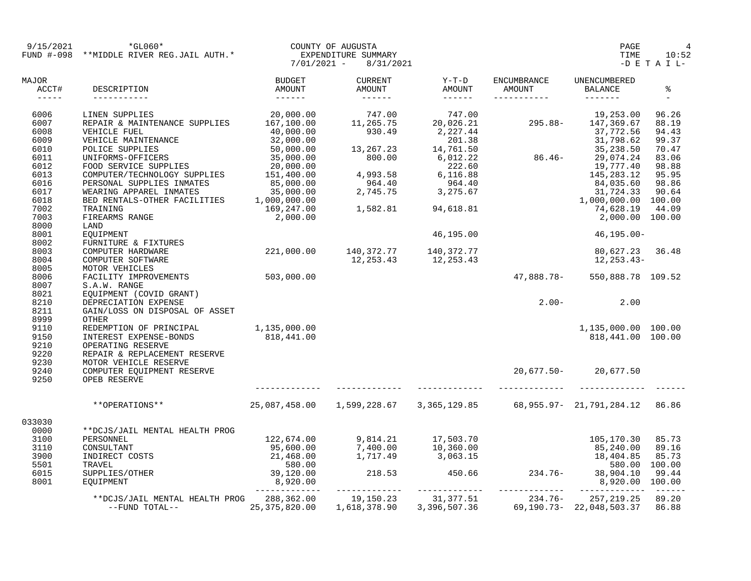9/15/2021 *GL060* COUNTY OF AUGUSTA

FUND #-098 **MIDDLE RIVER REG.JAIL AUTH.* EXPENDITURE SUMMARY

7/01/2021 - 8/31/2021

TIME 10:52

-D E T A I L-

| MAJOR ACCT# | DESCRIPTION | BUDGET AMOUNT | CURRENT AMOUNT | Y-T-D AMOUNT | ENCUMBRANCE AMOUNT | UNENCUMBERED BALANCE | % |
|---|---|---|---|---|---|---|---|
| 6006 | LINEN SUPPLIES | 20,000.00 | 747.00 | 747.00 | | 19,253.00 | 96.26 |
| 6007 | REPAIR & MAINTENANCE SUPPLIES | 167,100.00 | 11,265.75 | 20,026.21 | 295.88- | 147,369.67 | 88.19 |
| 6008 | VEHICLE FUEL | 40,000.00 | 930.49 | 2,227.44 | | 37,772.56 | 94.43 |
| 6009 | VEHICLE MAINTENANCE | 32,000.00 | | 201.38 | | 31,798.62 | 99.37 |
| 6010 | POLICE SUPPLIES | 50,000.00 | 13,267.23 | 14,761.50 | | 35,238.50 | 70.47 |
| 6011 | UNIFORMS-OFFICERS | 35,000.00 | 800.00 | 6,012.22 | 86.46- | 29,074.24 | 83.06 |
| 6012 | FOOD SERVICE SUPPLIES | 20,000.00 | | 222.60 | | 19,777.40 | 98.88 |
| 6013 | COMPUTER/TECHNOLOGY SUPPLIES | 151,400.00 | 4,993.58 | 6,116.88 | | 145,283.12 | 95.95 |
| 6016 | PERSONAL SUPPLIES INMATES | 85,000.00 | 964.40 | 964.40 | | 84,035.60 | 98.86 |
| 6017 | WEARING APPAREL INMATES | 35,000.00 | 2,745.75 | 3,275.67 | | 31,724.33 | 90.64 |
| 6018 | BED RENTALS-OTHER FACILITIES | 1,000,000.00 | | | | 1,000,000.00 | 100.00 |
| 7002 | TRAINING | 169,247.00 | 1,582.81 | 94,618.81 | | 74,628.19 | 44.09 |
| 7003 | FIREARMS RANGE | 2,000.00 | | | | 2,000.00 | 100.00 |
| 8000 | LAND | | | | | | |
| 8001 | EQUIPMENT | | | 46,195.00 | | 46,195.00- | |
| 8002 | FURNITURE & FIXTURES | | | | | | |
| 8003 | COMPUTER HARDWARE | 221,000.00 | 140,372.77 | 140,372.77 | | 80,627.23 | 36.48 |
| 8004 | COMPUTER SOFTWARE | | 12,253.43 | 12,253.43 | | 12,253.43- | |
| 8005 | MOTOR VEHICLES | | | | | | |
| 8006 | FACILITY IMPROVEMENTS | 503,000.00 | | | 47,888.78- | 550,888.78 | 109.52 |
| 8007 | S.A.W. RANGE | | | | | | |
| 8021 | EQUIPMENT (COVID GRANT) | | | | | | |
| 8210 | DEPRECIATION EXPENSE | | | | 2.00- | 2.00 | |
| 8211 | GAIN/LOSS ON DISPOSAL OF ASSET | | | | | | |
| 8999 | OTHER | | | | | | |
| 9110 | REDEMPTION OF PRINCIPAL | 1,135,000.00 | | | | 1,135,000.00 | 100.00 |
| 9150 | INTEREST EXPENSE-BONDS | 818,441.00 | | | | 818,441.00 | 100.00 |
| 9210 | OPERATING RESERVE | | | | | | |
| 9220 | REPAIR & REPLACEMENT RESERVE | | | | | | |
| 9230 | MOTOR VEHICLE RESERVE | | | | | | |
| 9240 | COMPUTER EQUIPMENT RESERVE | | | | 20,677.50- | 20,677.50 | |
| 9250 | OPEB RESERVE | | | | | | |
| | **OPERATIONS** | 25,087,458.00 | 1,599,228.67 | 3,365,129.85 | 68,955.97- | 21,791,284.12 | 86.86 |
| 033030 | | | | | | | |
| 0000 | **DCJS/JAIL MENTAL HEALTH PROG | | | | | | |
| 3100 | PERSONNEL | 122,674.00 | 9,814.21 | 17,503.70 | | 105,170.30 | 85.73 |
| 3110 | CONSULTANT | 95,600.00 | 7,400.00 | 10,360.00 | | 85,240.00 | 89.16 |
| 3900 | INDIRECT COSTS | 21,468.00 | 1,717.49 | 3,063.15 | | 18,404.85 | 85.73 |
| 5501 | TRAVEL | 580.00 | | | | 580.00 | 100.00 |
| 6015 | SUPPLIES/OTHER | 39,120.00 | 218.53 | 450.66 | 234.76- | 38,904.10 | 99.44 |
| 8001 | EQUIPMENT | 8,920.00 | | | | 8,920.00 | 100.00 |
| | **DCJS/JAIL MENTAL HEALTH PROG | 288,362.00 | 19,150.23 | 31,377.51 | 234.76- | 257,219.25 | 89.20 |
| | --FUND TOTAL-- | 25,375,820.00 | 1,618,378.90 | 3,396,507.36 | 69,190.73- | 22,048,503.37 | 86.88 |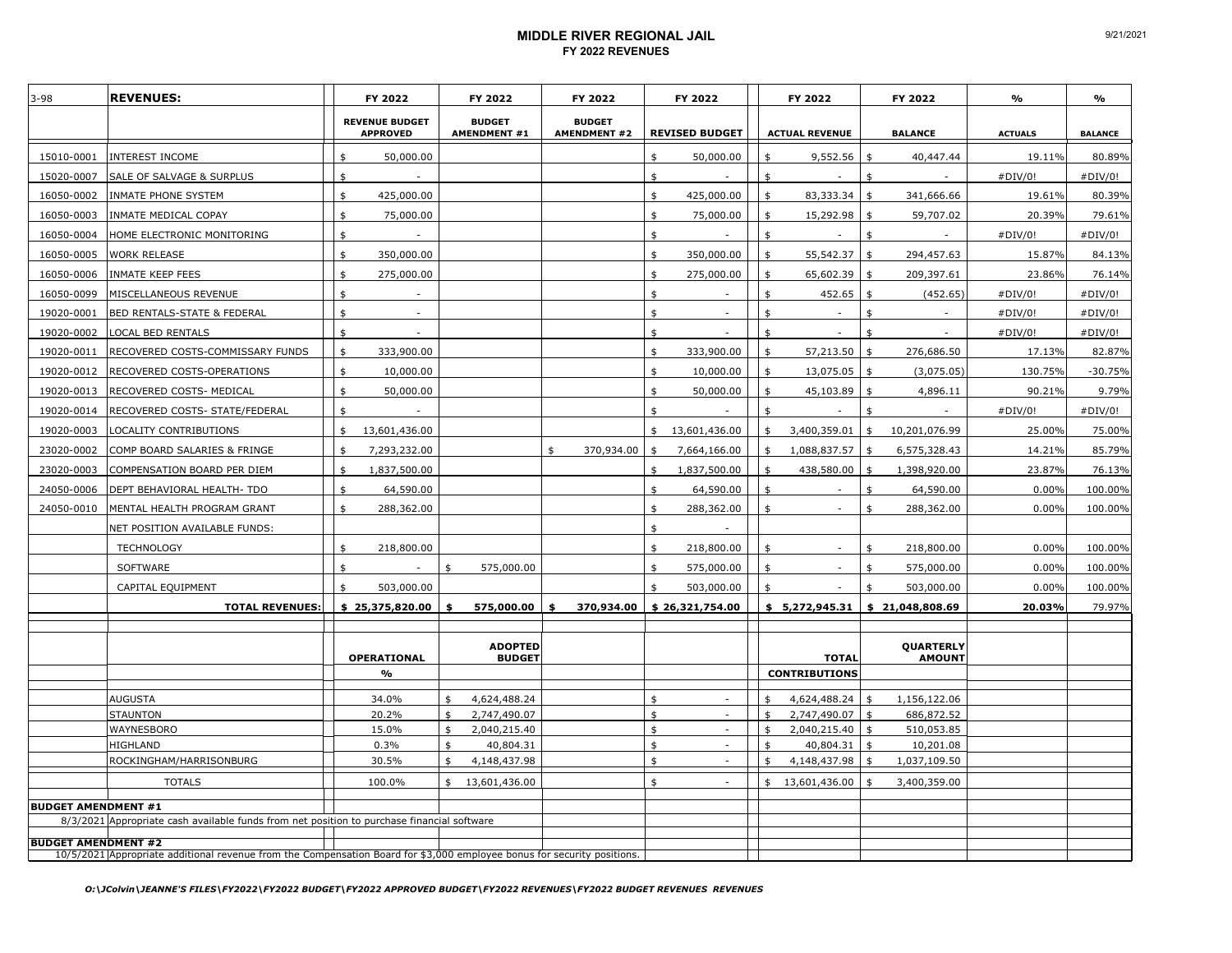# MIDDLE RIVER REGIONAL JAIL

## FY 2022 REVENUES

9/21/2021

| 3-98 | REVENUES: | FY 2022 | FY 2022 | FY 2022 | FY 2022 | FY 2022 | FY 2022 | % | % |
|---|---|---|---|---|---|---|---|---|---|
| | | REVENUE BUDGET APPROVED | BUDGET AMENDMENT #1 | BUDGET AMENDMENT #2 | REVISED BUDGET | ACTUAL REVENUE | BALANCE | ACTUALS | BALANCE |
| 15010-0001 | INTEREST INCOME | $ 50,000.00 | | | $ 50,000.00 | $ 9,552.56 | $ 40,447.44 | 19.11% | 80.89% |
| 15020-0007 | SALE OF SALVAGE & SURPLUS | $ - | | | $ - | $ - | $ - | #DIV/0! | #DIV/0! |
| 16050-0002 | INMATE PHONE SYSTEM | $ 425,000.00 | | | $ 425,000.00 | $ 83,333.34 | $ 341,666.66 | 19.61% | 80.39% |
| 16050-0003 | INMATE MEDICAL COPAY | $ 75,000.00 | | | $ 75,000.00 | $ 15,292.98 | $ 59,707.02 | 20.39% | 79.61% |
| 16050-0004 | HOME ELECTRONIC MONITORING | $ - | | | $ - | $ - | $ - | #DIV/0! | #DIV/0! |
| 16050-0005 | WORK RELEASE | $ 350,000.00 | | | $ 350,000.00 | $ 55,542.37 | $ 294,457.63 | 15.87% | 84.13% |
| 16050-0006 | INMATE KEEP FEES | $ 275,000.00 | | | $ 275,000.00 | $ 65,602.39 | $ 209,397.61 | 23.86% | 76.14% |
| 16050-0099 | MISCELLANEOUS REVENUE | $ - | | | $ - | $ 452.65 | $ (452.65) | #DIV/0! | #DIV/0! |
| 19020-0001 | BED RENTALS-STATE & FEDERAL | $ - | | | $ - | $ - | $ - | #DIV/0! | #DIV/0! |
| 19020-0002 | LOCAL BED RENTALS | $ - | | | $ - | $ - | $ - | #DIV/0! | #DIV/0! |
| 19020-0011 | RECOVERED COSTS-COMMISSARY FUNDS | $ 333,900.00 | | | $ 333,900.00 | $ 57,213.50 | $ 276,686.50 | 17.13% | 82.87% |
| 19020-0012 | RECOVERED COSTS-OPERATIONS | $ 10,000.00 | | | $ 10,000.00 | $ 13,075.05 | $ (3,075.05) | 130.75% | -30.75% |
| 19020-0013 | RECOVERED COSTS- MEDICAL | $ 50,000.00 | | | $ 50,000.00 | $ 45,103.89 | $ 4,896.11 | 90.21% | 9.79% |
| 19020-0014 | RECOVERED COSTS- STATE/FEDERAL | $ - | | | $ - | $ - | $ - | #DIV/0! | #DIV/0! |
| 19020-0003 | LOCALITY CONTRIBUTIONS | $ 13,601,436.00 | | | $ 13,601,436.00 | $ 3,400,359.01 | $ 10,201,076.99 | 25.00% | 75.00% |
| 23020-0002 | COMP BOARD SALARIES & FRINGE | $ 7,293,232.00 | | $ 370,934.00 | $ 7,664,166.00 | $ 1,088,837.57 | $ 6,575,328.43 | 14.21% | 85.79% |
| 23020-0003 | COMPENSATION BOARD PER DIEM | $ 1,837,500.00 | | | $ 1,837,500.00 | $ 438,580.00 | $ 1,398,920.00 | 23.87% | 76.13% |
| 24050-0006 | DEPT BEHAVIORAL HEALTH- TDO | $ 64,590.00 | | | $ 64,590.00 | $ - | $ 64,590.00 | 0.00% | 100.00% |
| 24050-0010 | MENTAL HEALTH PROGRAM GRANT | $ 288,362.00 | | | $ 288,362.00 | $ - | $ 288,362.00 | 0.00% | 100.00% |
| | NET POSITION AVAILABLE FUNDS: | | | | $ - | | | | |
| | TECHNOLOGY | $ 218,800.00 | | | $ 218,800.00 | $ - | $ 218,800.00 | 0.00% | 100.00% |
| | SOFTWARE | $ - | $ 575,000.00 | | $ 575,000.00 | $ - | $ 575,000.00 | 0.00% | 100.00% |
| | CAPITAL EQUIPMENT | $ 503,000.00 | | | $ 503,000.00 | $ - | $ 503,000.00 | 0.00% | 100.00% |
| | **TOTAL REVENUES:** | **$ 25,375,820.00** | **$ 575,000.00** | **$ 370,934.00** | **$ 26,321,754.00** | **$ 5,272,945.31** | **$ 21,048,808.69** | **20.03%** | 79.97% |

| | | OPERATIONAL % | ADOPTED BUDGET | | | TOTAL CONTRIBUTIONS | QUARTERLY AMOUNT |
|---|---|---|---|---|---|---|---|
| | AUGUSTA | 34.0% | $ 4,624,488.24 | | $ - | $ 4,624,488.24 | $ 1,156,122.06 |
| | STAUNTON | 20.2% | $ 2,747,490.07 | | $ - | $ 2,747,490.07 | $ 686,872.52 |
| | WAYNESBORO | 15.0% | $ 2,040,215.40 | | $ - | $ 2,040,215.40 | $ 510,053.85 |
| | HIGHLAND | 0.3% | $ 40,804.31 | | $ - | $ 40,804.31 | $ 10,201.08 |
| | ROCKINGHAM/HARRISONBURG | 30.5% | $ 4,148,437.98 | | $ - | $ 4,148,437.98 | $ 1,037,109.50 |
| | TOTALS | 100.0% | $ 13,601,436.00 | | $ - | $ 13,601,436.00 | $ 3,400,359.00 |

**BUDGET AMENDMENT #1**

8/3/2021 Appropriate cash available funds from net position to purchase financial software

**BUDGET AMENDMENT #2**

10/5/2021 Appropriate additional revenue from the Compensation Board for $3,000 employee bonus for security positions.

*O:\JColvin\JEANNE'S FILES\FY2022\FY2022 BUDGET\FY2022 APPROVED BUDGET\FY2022 REVENUES\FY2022 BUDGET REVENUES REVENUES*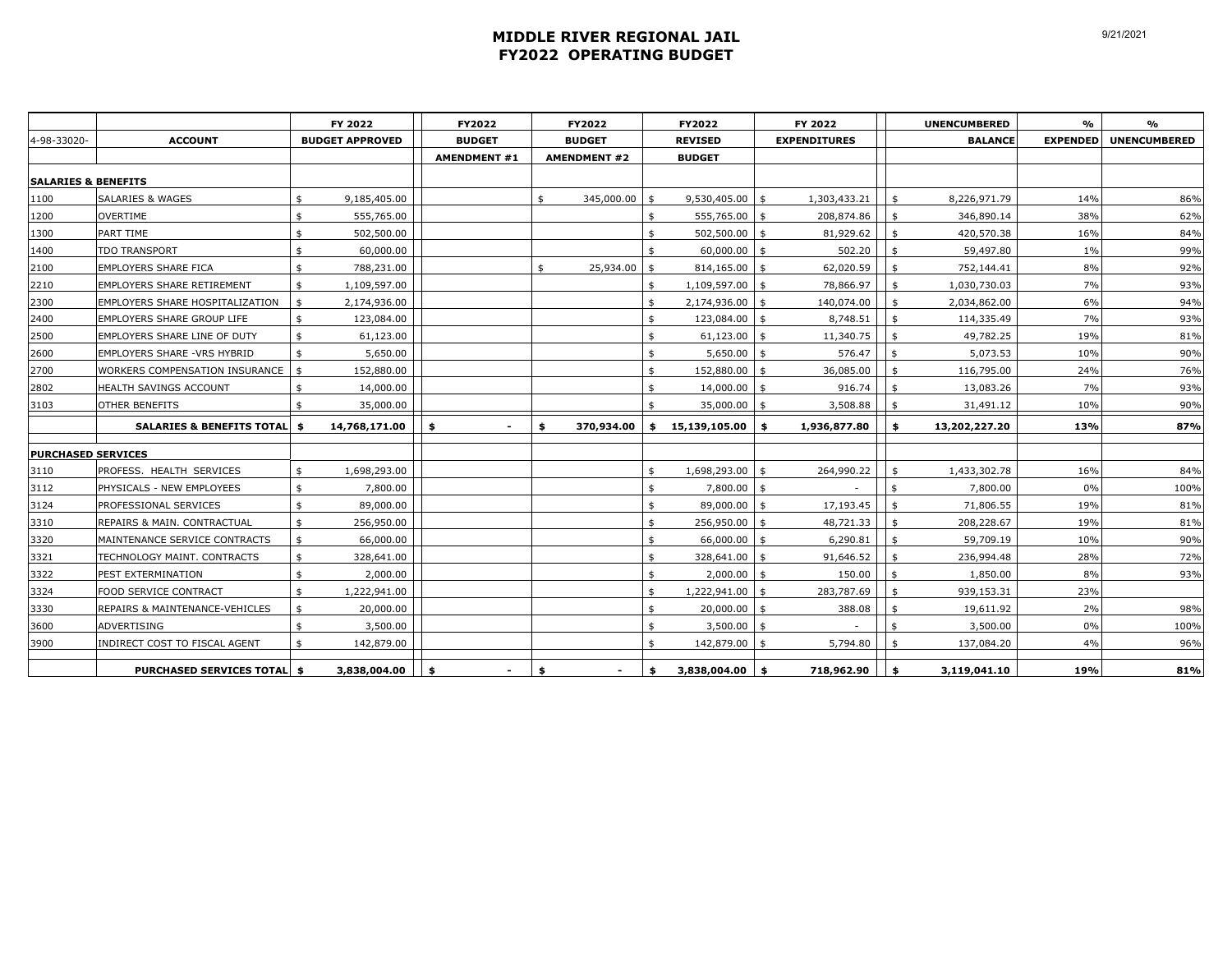# MIDDLE RIVER REGIONAL JAIL
## FY2022 OPERATING BUDGET

9/21/2021

| | | FY 2022 | FY2022 | FY2022 | FY2022 | FY 2022 | UNENCUMBERED | % | % |
|---|---|---|---|---|---|---|---|---|---|
| 4-98-33020- | ACCOUNT | BUDGET APPROVED | BUDGET | BUDGET | REVISED | EXPENDITURES | BALANCE | EXPENDED | UNENCUMBERED |
| | | | AMENDMENT #1 | AMENDMENT #2 | BUDGET | | | | |
| **SALARIES & BENEFITS** | | | | | | | | | |
| 1100 | SALARIES & WAGES | $ 9,185,405.00 | | $ 345,000.00 | $ 9,530,405.00 | $ 1,303,433.21 | $ 8,226,971.79 | 14% | 86% |
| 1200 | OVERTIME | $ 555,765.00 | | | $ 555,765.00 | $ 208,874.86 | $ 346,890.14 | 38% | 62% |
| 1300 | PART TIME | $ 502,500.00 | | | $ 502,500.00 | $ 81,929.62 | $ 420,570.38 | 16% | 84% |
| 1400 | TDO TRANSPORT | $ 60,000.00 | | | $ 60,000.00 | $ 502.20 | $ 59,497.80 | 1% | 99% |
| 2100 | EMPLOYERS SHARE FICA | $ 788,231.00 | | $ 25,934.00 | $ 814,165.00 | $ 62,020.59 | $ 752,144.41 | 8% | 92% |
| 2210 | EMPLOYERS SHARE RETIREMENT | $ 1,109,597.00 | | | $ 1,109,597.00 | $ 78,866.97 | $ 1,030,730.03 | 7% | 93% |
| 2300 | EMPLOYERS SHARE HOSPITALIZATION | $ 2,174,936.00 | | | $ 2,174,936.00 | $ 140,074.00 | $ 2,034,862.00 | 6% | 94% |
| 2400 | EMPLOYERS SHARE GROUP LIFE | $ 123,084.00 | | | $ 123,084.00 | $ 8,748.51 | $ 114,335.49 | 7% | 93% |
| 2500 | EMPLOYERS SHARE LINE OF DUTY | $ 61,123.00 | | | $ 61,123.00 | $ 11,340.75 | $ 49,782.25 | 19% | 81% |
| 2600 | EMPLOYERS SHARE -VRS HYBRID | $ 5,650.00 | | | $ 5,650.00 | $ 576.47 | $ 5,073.53 | 10% | 90% |
| 2700 | WORKERS COMPENSATION INSURANCE | $ 152,880.00 | | | $ 152,880.00 | $ 36,085.00 | $ 116,795.00 | 24% | 76% |
| 2802 | HEALTH SAVINGS ACCOUNT | $ 14,000.00 | | | $ 14,000.00 | $ 916.74 | $ 13,083.26 | 7% | 93% |
| 3103 | OTHER BENEFITS | $ 35,000.00 | | | $ 35,000.00 | $ 3,508.88 | $ 31,491.12 | 10% | 90% |
| | **SALARIES & BENEFITS TOTAL** | **$ 14,768,171.00** | **$ -** | **$ 370,934.00** | **$ 15,139,105.00** | **$ 1,936,877.80** | **$ 13,202,227.20** | **13%** | **87%** |
| **PURCHASED SERVICES** | | | | | | | | | |
| 3110 | PROFESS. HEALTH SERVICES | $ 1,698,293.00 | | | $ 1,698,293.00 | $ 264,990.22 | $ 1,433,302.78 | 16% | 84% |
| 3112 | PHYSICALS - NEW EMPLOYEES | $ 7,800.00 | | | $ 7,800.00 | $ - | $ 7,800.00 | 0% | 100% |
| 3124 | PROFESSIONAL SERVICES | $ 89,000.00 | | | $ 89,000.00 | $ 17,193.45 | $ 71,806.55 | 19% | 81% |
| 3310 | REPAIRS & MAIN. CONTRACTUAL | $ 256,950.00 | | | $ 256,950.00 | $ 48,721.33 | $ 208,228.67 | 19% | 81% |
| 3320 | MAINTENANCE SERVICE CONTRACTS | $ 66,000.00 | | | $ 66,000.00 | $ 6,290.81 | $ 59,709.19 | 10% | 90% |
| 3321 | TECHNOLOGY MAINT. CONTRACTS | $ 328,641.00 | | | $ 328,641.00 | $ 91,646.52 | $ 236,994.48 | 28% | 72% |
| 3322 | PEST EXTERMINATION | $ 2,000.00 | | | $ 2,000.00 | $ 150.00 | $ 1,850.00 | 8% | 93% |
| 3324 | FOOD SERVICE CONTRACT | $ 1,222,941.00 | | | $ 1,222,941.00 | $ 283,787.69 | $ 939,153.31 | 23% | |
| 3330 | REPAIRS & MAINTENANCE-VEHICLES | $ 20,000.00 | | | $ 20,000.00 | $ 388.08 | $ 19,611.92 | 2% | 98% |
| 3600 | ADVERTISING | $ 3,500.00 | | | $ 3,500.00 | $ - | $ 3,500.00 | 0% | 100% |
| 3900 | INDIRECT COST TO FISCAL AGENT | $ 142,879.00 | | | $ 142,879.00 | $ 5,794.80 | $ 137,084.20 | 4% | 96% |
| | **PURCHASED SERVICES TOTAL** | **$ 3,838,004.00** | **$ -** | **$ -** | **$ 3,838,004.00** | **$ 718,962.90** | **$ 3,119,041.10** | **19%** | **81%** |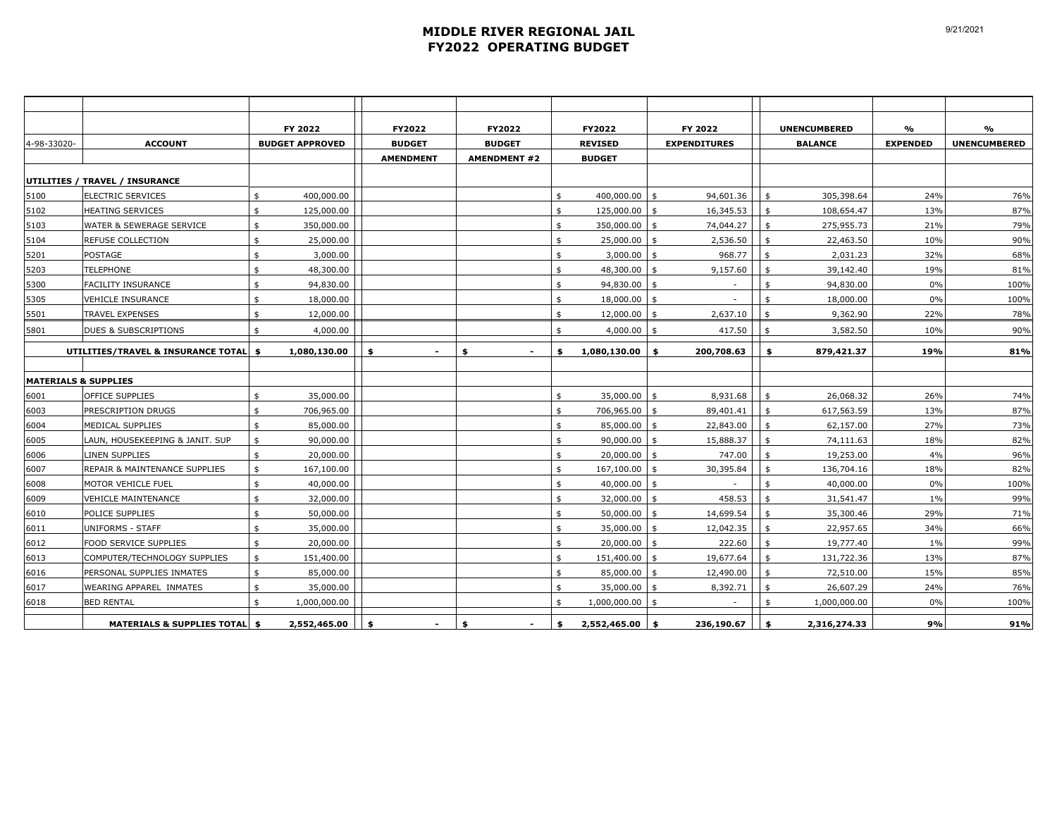# MIDDLE RIVER REGIONAL JAIL
# FY2022 OPERATING BUDGET

9/21/2021

| 4-98-33020- | ACCOUNT | FY 2022 BUDGET APPROVED | FY2022 BUDGET AMENDMENT | FY2022 BUDGET AMENDMENT #2 | FY2022 REVISED BUDGET | FY 2022 EXPENDITURES | UNENCUMBERED BALANCE | % EXPENDED | % UNENCUMBERED |
|---|---|---|---|---|---|---|---|---|---|
| **UTILITIES / TRAVEL / INSURANCE** | | | | | | | | | |
| 5100 | ELECTRIC SERVICES | $ 400,000.00 | | | $ 400,000.00 | $ 94,601.36 | $ 305,398.64 | 24% | 76% |
| 5102 | HEATING SERVICES | $ 125,000.00 | | | $ 125,000.00 | $ 16,345.53 | $ 108,654.47 | 13% | 87% |
| 5103 | WATER & SEWERAGE SERVICE | $ 350,000.00 | | | $ 350,000.00 | $ 74,044.27 | $ 275,955.73 | 21% | 79% |
| 5104 | REFUSE COLLECTION | $ 25,000.00 | | | $ 25,000.00 | $ 2,536.50 | $ 22,463.50 | 10% | 90% |
| 5201 | POSTAGE | $ 3,000.00 | | | $ 3,000.00 | $ 968.77 | $ 2,031.23 | 32% | 68% |
| 5203 | TELEPHONE | $ 48,300.00 | | | $ 48,300.00 | $ 9,157.60 | $ 39,142.40 | 19% | 81% |
| 5300 | FACILITY INSURANCE | $ 94,830.00 | | | $ 94,830.00 | $ - | $ 94,830.00 | 0% | 100% |
| 5305 | VEHICLE INSURANCE | $ 18,000.00 | | | $ 18,000.00 | $ - | $ 18,000.00 | 0% | 100% |
| 5501 | TRAVEL EXPENSES | $ 12,000.00 | | | $ 12,000.00 | $ 2,637.10 | $ 9,362.90 | 22% | 78% |
| 5801 | DUES & SUBSCRIPTIONS | $ 4,000.00 | | | $ 4,000.00 | $ 417.50 | $ 3,582.50 | 10% | 90% |
| | **UTILITIES/TRAVEL & INSURANCE TOTAL** | **$ 1,080,130.00** | **$ -** | **$ -** | **$ 1,080,130.00** | **$ 200,708.63** | **$ 879,421.37** | **19%** | **81%** |
| **MATERIALS & SUPPLIES** | | | | | | | | | |
| 6001 | OFFICE SUPPLIES | $ 35,000.00 | | | $ 35,000.00 | $ 8,931.68 | $ 26,068.32 | 26% | 74% |
| 6003 | PRESCRIPTION DRUGS | $ 706,965.00 | | | $ 706,965.00 | $ 89,401.41 | $ 617,563.59 | 13% | 87% |
| 6004 | MEDICAL SUPPLIES | $ 85,000.00 | | | $ 85,000.00 | $ 22,843.00 | $ 62,157.00 | 27% | 73% |
| 6005 | LAUN, HOUSEKEEPING & JANIT. SUP | $ 90,000.00 | | | $ 90,000.00 | $ 15,888.37 | $ 74,111.63 | 18% | 82% |
| 6006 | LINEN SUPPLIES | $ 20,000.00 | | | $ 20,000.00 | $ 747.00 | $ 19,253.00 | 4% | 96% |
| 6007 | REPAIR & MAINTENANCE SUPPLIES | $ 167,100.00 | | | $ 167,100.00 | $ 30,395.84 | $ 136,704.16 | 18% | 82% |
| 6008 | MOTOR VEHICLE FUEL | $ 40,000.00 | | | $ 40,000.00 | $ - | $ 40,000.00 | 0% | 100% |
| 6009 | VEHICLE MAINTENANCE | $ 32,000.00 | | | $ 32,000.00 | $ 458.53 | $ 31,541.47 | 1% | 99% |
| 6010 | POLICE SUPPLIES | $ 50,000.00 | | | $ 50,000.00 | $ 14,699.54 | $ 35,300.46 | 29% | 71% |
| 6011 | UNIFORMS - STAFF | $ 35,000.00 | | | $ 35,000.00 | $ 12,042.35 | $ 22,957.65 | 34% | 66% |
| 6012 | FOOD SERVICE SUPPLIES | $ 20,000.00 | | | $ 20,000.00 | $ 222.60 | $ 19,777.40 | 1% | 99% |
| 6013 | COMPUTER/TECHNOLOGY SUPPLIES | $ 151,400.00 | | | $ 151,400.00 | $ 19,677.64 | $ 131,722.36 | 13% | 87% |
| 6016 | PERSONAL SUPPLIES INMATES | $ 85,000.00 | | | $ 85,000.00 | $ 12,490.00 | $ 72,510.00 | 15% | 85% |
| 6017 | WEARING APPAREL INMATES | $ 35,000.00 | | | $ 35,000.00 | $ 8,392.71 | $ 26,607.29 | 24% | 76% |
| 6018 | BED RENTAL | $ 1,000,000.00 | | | $ 1,000,000.00 | $ - | $ 1,000,000.00 | 0% | 100% |
| | **MATERIALS & SUPPLIES TOTAL** | **$ 2,552,465.00** | **$ -** | **$ -** | **$ 2,552,465.00** | **$ 236,190.67** | **$ 2,316,274.33** | **9%** | **91%** |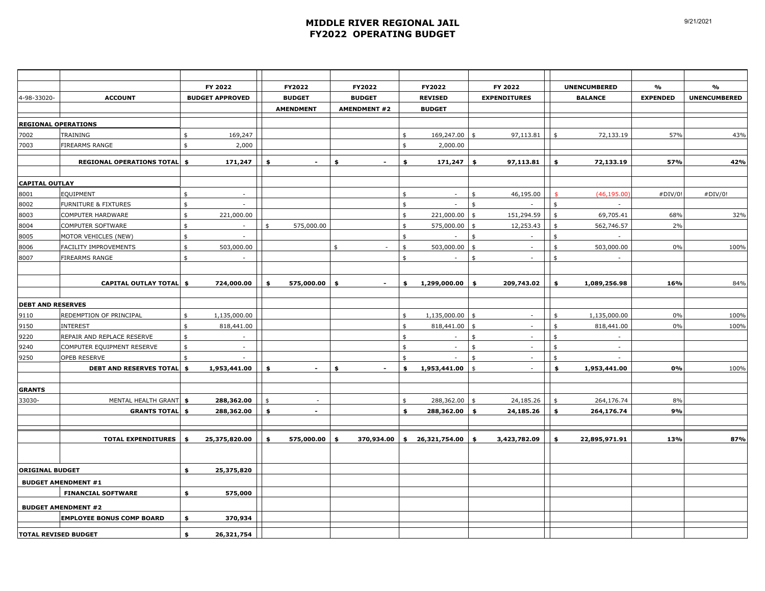# MIDDLE RIVER REGIONAL JAIL
## FY2022 OPERATING BUDGET

| 4-98-33020- | ACCOUNT | FY 2022 BUDGET APPROVED | FY2022 BUDGET AMENDMENT | FY2022 BUDGET AMENDMENT #2 | FY2022 REVISED BUDGET | FY 2022 EXPENDITURES | UNENCUMBERED BALANCE | % EXPENDED | % UNENCUMBERED |
|---|---|---|---|---|---|---|---|---|---|
| **REGIONAL OPERATIONS** | | | | | | | | | |
| 7002 | TRAINING | $ 169,247 | | | $ 169,247.00 | $ 97,113.81 | $ 72,133.19 | 57% | 43% |
| 7003 | FIREARMS RANGE | $ 2,000 | | | $ 2,000.00 | | | | |
| | **REGIONAL OPERATIONS TOTAL** | **$ 171,247** | **$ -** | **$ -** | **$ 171,247** | **$ 97,113.81** | **$ 72,133.19** | **57%** | **42%** |
| **CAPITAL OUTLAY** | | | | | | | | | |
| 8001 | EQUIPMENT | $ - | | | $ - | $ 46,195.00 | $ (46,195.00) | #DIV/0! | #DIV/0! |
| 8002 | FURNITURE & FIXTURES | $ - | | | $ - | $ - | $ - | | |
| 8003 | COMPUTER HARDWARE | $ 221,000.00 | | | $ 221,000.00 | $ 151,294.59 | $ 69,705.41 | 68% | 32% |
| 8004 | COMPUTER SOFTWARE | $ - | $ 575,000.00 | | $ 575,000.00 | $ 12,253.43 | $ 562,746.57 | 2% | |
| 8005 | MOTOR VEHICLES (NEW) | $ - | | | $ - | $ - | $ - | | |
| 8006 | FACILITY IMPROVEMENTS | $ 503,000.00 | | $ - | $ 503,000.00 | $ - | $ 503,000.00 | 0% | 100% |
| 8007 | FIREARMS RANGE | $ - | | | $ - | $ - | $ - | | |
| | **CAPITAL OUTLAY TOTAL** | **$ 724,000.00** | **$ 575,000.00** | **$ -** | **$ 1,299,000.00** | **$ 209,743.02** | **$ 1,089,256.98** | **16%** | 84% |
| **DEBT AND RESERVES** | | | | | | | | | |
| 9110 | REDEMPTION OF PRINCIPAL | $ 1,135,000.00 | | | $ 1,135,000.00 | $ - | $ 1,135,000.00 | 0% | 100% |
| 9150 | INTEREST | $ 818,441.00 | | | $ 818,441.00 | $ - | $ 818,441.00 | 0% | 100% |
| 9220 | REPAIR AND REPLACE RESERVE | $ - | | | $ - | $ - | $ - | | |
| 9240 | COMPUTER EQUIPMENT RESERVE | $ - | | | $ - | $ - | $ - | | |
| 9250 | OPEB RESERVE | $ - | | | $ - | $ - | $ - | | |
| | **DEBT AND RESERVES TOTAL** | **$ 1,953,441.00** | **$ -** | **$ -** | **$ 1,953,441.00** | $ - | **$ 1,953,441.00** | **0%** | 100% |
| **GRANTS** | | | | | | | | | |
| 33030- | MENTAL HEALTH GRANT | **$ 288,362.00** | $ - | | $ 288,362.00 | $ 24,185.26 | $ 264,176.74 | 8% | |
| | **GRANTS TOTAL** | **$ 288,362.00** | **$ -** | | **$ 288,362.00** | **$ 24,185.26** | **$ 264,176.74** | **9%** | |
| | **TOTAL EXPENDITURES** | **$ 25,375,820.00** | **$ 575,000.00** | **$ 370,934.00** | **$ 26,321,754.00** | **$ 3,423,782.09** | **$ 22,895,971.91** | **13%** | **87%** |
| **ORIGINAL BUDGET** | | **$ 25,375,820** | | | | | | | |
| **BUDGET AMENDMENT #1** | | | | | | | | | |
| | **FINANCIAL SOFTWARE** | **$ 575,000** | | | | | | | |
| **BUDGET AMENDMENT #2** | | | | | | | | | |
| | **EMPLOYEE BONUS COMP BOARD** | **$ 370,934** | | | | | | | |
| **TOTAL REVISED BUDGET** | | **$ 26,321,754** | | | | | | | |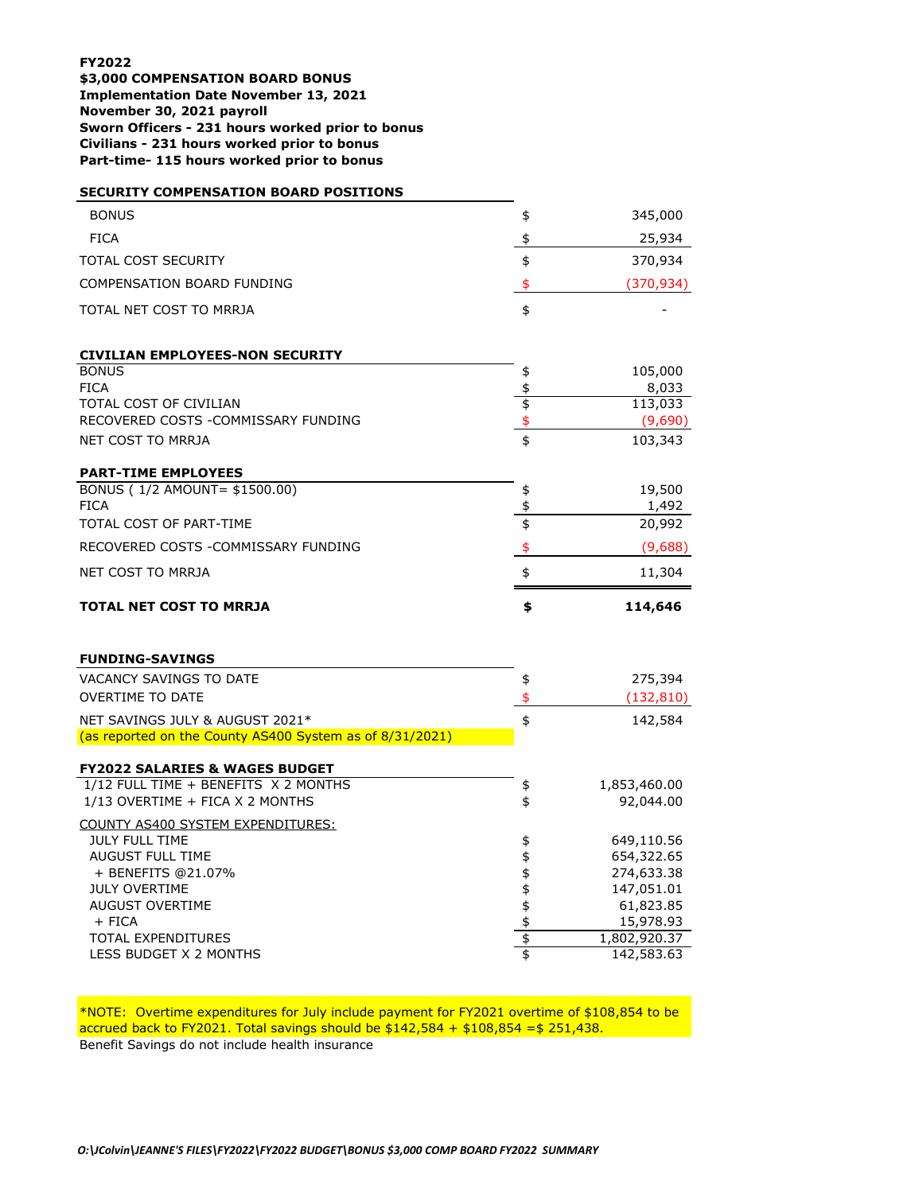**FY2022**
**$3,000 COMPENSATION BOARD BONUS**
**Implementation Date November 13, 2021**
**November 30, 2021 payroll**
**Sworn Officers - 231 hours worked prior to bonus**
**Civilians - 231 hours worked prior to bonus**
**Part-time- 115 hours worked prior to bonus**

| **SECURITY COMPENSATION BOARD POSITIONS** | | |
|---|---|---|
| BONUS | $ | 345,000 |
| FICA | $ | 25,934 |
| TOTAL COST SECURITY | $ | 370,934 |
| COMPENSATION BOARD FUNDING | $ | (370,934) |
| TOTAL NET COST TO MRRJA | $ | - |

| **CIVILIAN EMPLOYEES-NON SECURITY** | | |
|---|---|---|
| BONUS | $ | 105,000 |
| FICA | $ | 8,033 |
| TOTAL COST OF CIVILIAN | $ | 113,033 |
| RECOVERED COSTS -COMMISSARY FUNDING | $ | (9,690) |
| NET COST TO MRRJA | $ | 103,343 |

| **PART-TIME EMPLOYEES** | | |
|---|---|---|
| BONUS ( 1/2 AMOUNT= $1500.00) | $ | 19,500 |
| FICA | $ | 1,492 |
| TOTAL COST OF PART-TIME | $ | 20,992 |
| RECOVERED COSTS -COMMISSARY FUNDING | $ | (9,688) |
| NET COST TO MRRJA | $ | 11,304 |
| **TOTAL NET COST TO MRRJA** | **$** | **114,646** |

| **FUNDING-SAVINGS** | | |
|---|---|---|
| VACANCY SAVINGS TO DATE | $ | 275,394 |
| OVERTIME TO DATE | $ | (132,810) |
| NET SAVINGS JULY & AUGUST 2021* | $ | 142,584 |
| (as reported on the County AS400 System as of 8/31/2021) | | |

| **FY2022 SALARIES & WAGES BUDGET** | | |
|---|---|---|
| 1/12 FULL TIME + BENEFITS X 2 MONTHS | $ | 1,853,460.00 |
| 1/13 OVERTIME + FICA X 2 MONTHS | $ | 92,044.00 |
| COUNTY AS400 SYSTEM EXPENDITURES: | | |
| JULY FULL TIME | $ | 649,110.56 |
| AUGUST FULL TIME | $ | 654,322.65 |
| + BENEFITS @21.07% | $ | 274,633.38 |
| JULY OVERTIME | $ | 147,051.01 |
| AUGUST OVERTIME | $ | 61,823.85 |
| + FICA | $ | 15,978.93 |
| TOTAL EXPENDITURES | $ | 1,802,920.37 |
| LESS BUDGET X 2 MONTHS | $ | 142,583.63 |

*NOTE: Overtime expenditures for July include payment for FY2021 overtime of $108,854 to be accrued back to FY2021. Total savings should be $142,584 + $108,854 =$ 251,438.
Benefit Savings do not include health insurance

*O:\JColvin\JEANNE'S FILES\FY2022\FY2022 BUDGET\BONUS $3,000 COMP BOARD FY2022 SUMMARY*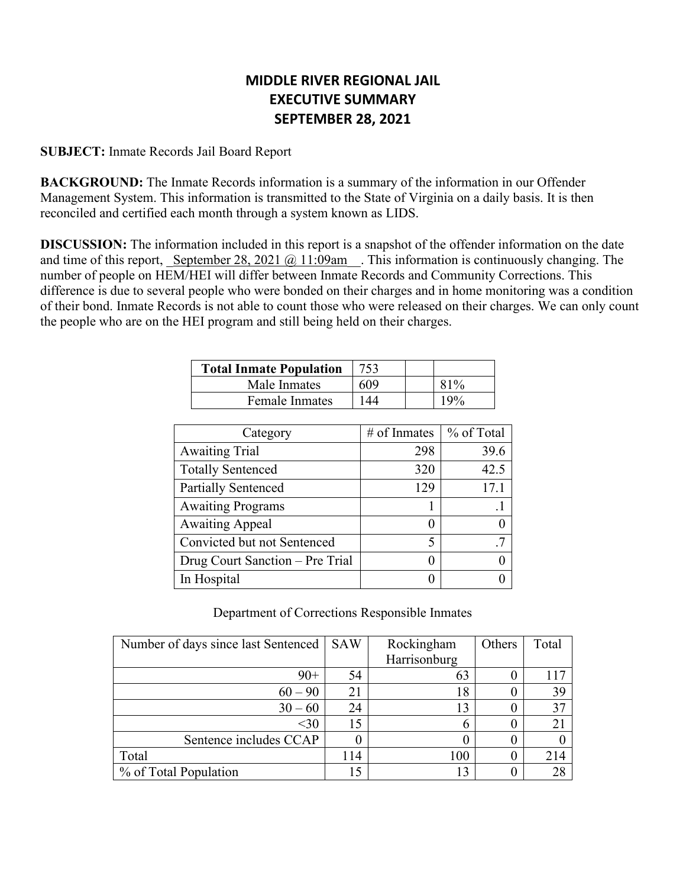# MIDDLE RIVER REGIONAL JAIL
# EXECUTIVE SUMMARY
# SEPTEMBER 28, 2021

**SUBJECT:** Inmate Records Jail Board Report

**BACKGROUND:** The Inmate Records information is a summary of the information in our Offender Management System. This information is transmitted to the State of Virginia on a daily basis. It is then reconciled and certified each month through a system known as LIDS.

**DISCUSSION:** The information included in this report is a snapshot of the offender information on the date and time of this report, _September 28, 2021 @ 11:09am__. This information is continuously changing. The number of people on HEM/HEI will differ between Inmate Records and Community Corrections. This difference is due to several people who were bonded on their charges and in home monitoring was a condition of their bond. Inmate Records is not able to count those who were released on their charges. We can only count the people who are on the HEI program and still being held on their charges.

| **Total Inmate Population** | 753 | | |
|---|---|---|---|
| Male Inmates | 609 | | 81% |
| Female Inmates | 144 | | 19% |

| Category | # of Inmates | % of Total |
|---|---|---|
| Awaiting Trial | 298 | 39.6 |
| Totally Sentenced | 320 | 42.5 |
| Partially Sentenced | 129 | 17.1 |
| Awaiting Programs | 1 | .1 |
| Awaiting Appeal | 0 | 0 |
| Convicted but not Sentenced | 5 | .7 |
| Drug Court Sanction – Pre Trial | 0 | 0 |
| In Hospital | 0 | 0 |

Department of Corrections Responsible Inmates

| Number of days since last Sentenced | SAW | Rockingham Harrisonburg | Others | Total |
|---|---|---|---|---|
| 90+ | 54 | 63 | 0 | 117 |
| 60 – 90 | 21 | 18 | 0 | 39 |
| 30 – 60 | 24 | 13 | 0 | 37 |
| <30 | 15 | 6 | 0 | 21 |
| Sentence includes CCAP | 0 | 0 | 0 | 0 |
| Total | 114 | 100 | 0 | 214 |
| % of Total Population | 15 | 13 | 0 | 28 |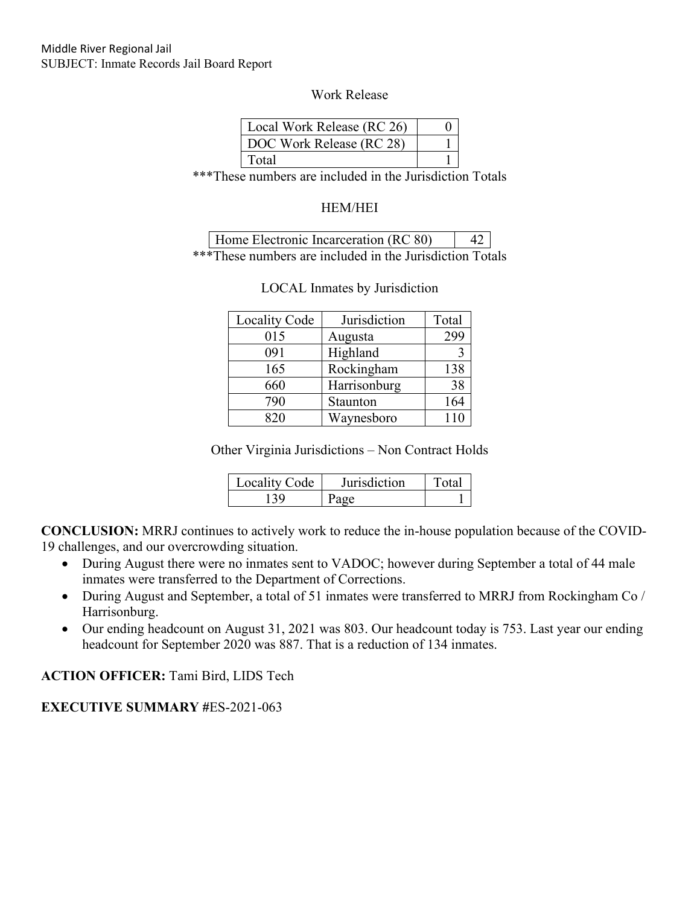Middle River Regional Jail
SUBJECT: Inmate Records Jail Board Report

Work Release

| | |
|---|---|
| Local Work Release (RC 26) | 0 |
| DOC Work Release (RC 28) | 1 |
| Total | 1 |

***These numbers are included in the Jurisdiction Totals

HEM/HEI

| | |
|---|---|
| Home Electronic Incarceration (RC 80) | 42 |

***These numbers are included in the Jurisdiction Totals

LOCAL Inmates by Jurisdiction

| Locality Code | Jurisdiction | Total |
|---|---|---|
| 015 | Augusta | 299 |
| 091 | Highland | 3 |
| 165 | Rockingham | 138 |
| 660 | Harrisonburg | 38 |
| 790 | Staunton | 164 |
| 820 | Waynesboro | 110 |

Other Virginia Jurisdictions – Non Contract Holds

| Locality Code | Jurisdiction | Total |
|---|---|---|
| 139 | Page | 1 |

**CONCLUSION:** MRRJ continues to actively work to reduce the in-house population because of the COVID-19 challenges, and our overcrowding situation.

- During August there were no inmates sent to VADOC; however during September a total of 44 male inmates were transferred to the Department of Corrections.
- During August and September, a total of 51 inmates were transferred to MRRJ from Rockingham Co / Harrisonburg.
- Our ending headcount on August 31, 2021 was 803. Our headcount today is 753. Last year our ending headcount for September 2020 was 887. That is a reduction of 134 inmates.

**ACTION OFFICER:** Tami Bird, LIDS Tech

**EXECUTIVE SUMMARY #**ES-2021-063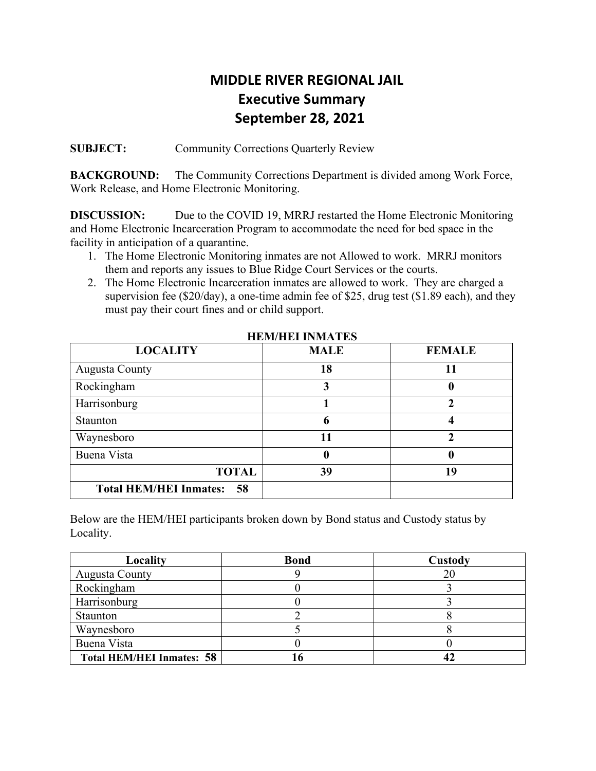# MIDDLE RIVER REGIONAL JAIL
## Executive Summary
## September 28, 2021

**SUBJECT:** Community Corrections Quarterly Review

**BACKGROUND:** The Community Corrections Department is divided among Work Force, Work Release, and Home Electronic Monitoring.

**DISCUSSION:** Due to the COVID 19, MRRJ restarted the Home Electronic Monitoring and Home Electronic Incarceration Program to accommodate the need for bed space in the facility in anticipation of a quarantine.

1. The Home Electronic Monitoring inmates are not Allowed to work. MRRJ monitors them and reports any issues to Blue Ridge Court Services or the courts.
2. The Home Electronic Incarceration inmates are allowed to work. They are charged a supervision fee ($20/day), a one-time admin fee of $25, drug test ($1.89 each), and they must pay their court fines and or child support.

**HEM/HEI INMATES**

| LOCALITY | MALE | FEMALE |
|---|---|---|
| Augusta County | **18** | **11** |
| Rockingham | **3** | **0** |
| Harrisonburg | **1** | **2** |
| Staunton | **6** | **4** |
| Waynesboro | **11** | **2** |
| Buena Vista | **0** | **0** |
| **TOTAL** | **39** | **19** |
| **Total HEM/HEI Inmates: 58** | | |

Below are the HEM/HEI participants broken down by Bond status and Custody status by Locality.

| Locality | Bond | Custody |
|---|---|---|
| Augusta County | 9 | 20 |
| Rockingham | 0 | 3 |
| Harrisonburg | 0 | 3 |
| Staunton | 2 | 8 |
| Waynesboro | 5 | 8 |
| Buena Vista | 0 | 0 |
| **Total HEM/HEI Inmates: 58** | **16** | **42** |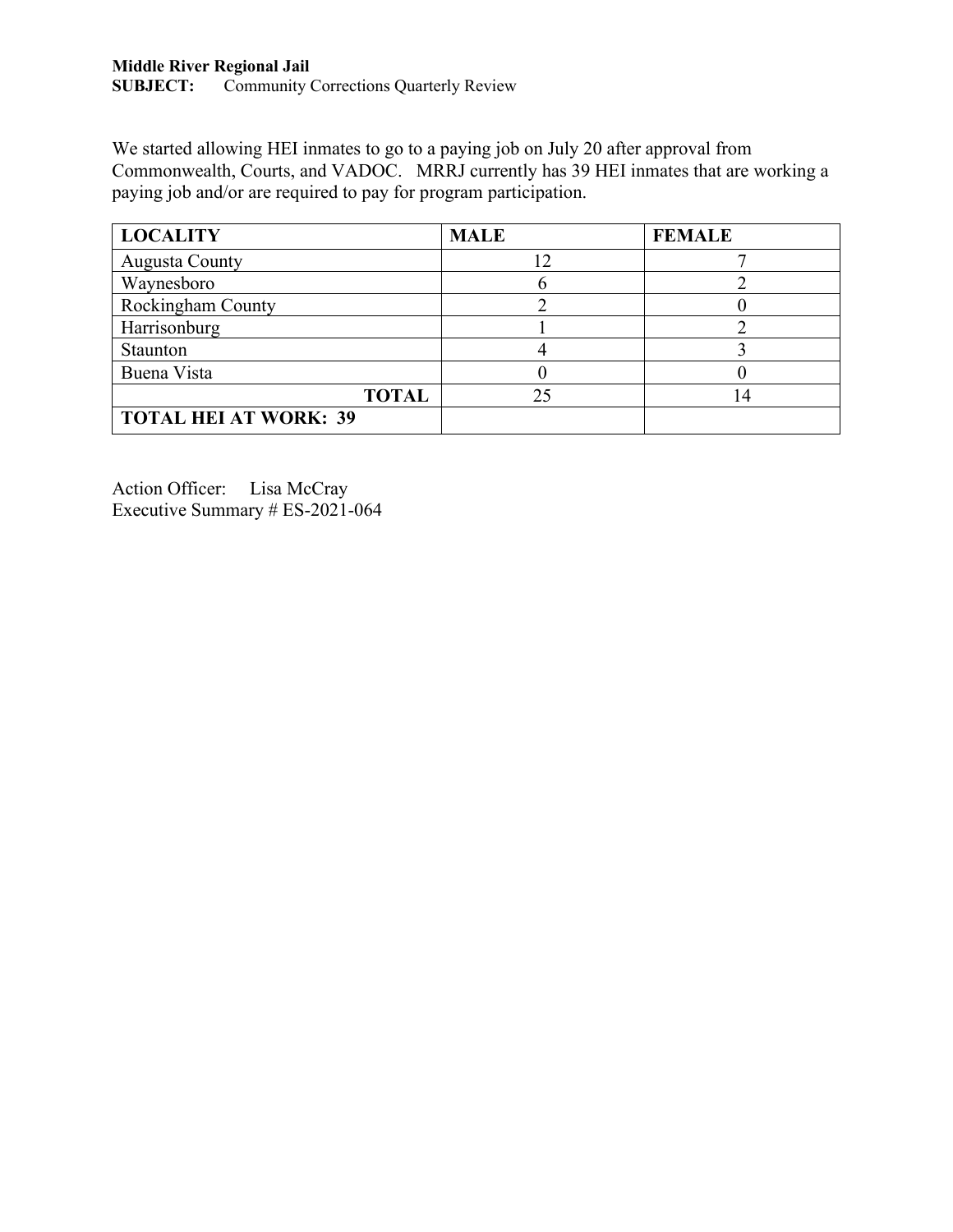**Middle River Regional Jail**
**SUBJECT:** Community Corrections Quarterly Review

We started allowing HEI inmates to go to a paying job on July 20 after approval from Commonwealth, Courts, and VADOC. MRRJ currently has 39 HEI inmates that are working a paying job and/or are required to pay for program participation.

| **LOCALITY** | **MALE** | **FEMALE** |
|---|---|---|
| Augusta County | 12 | 7 |
| Waynesboro | 6 | 2 |
| Rockingham County | 2 | 0 |
| Harrisonburg | 1 | 2 |
| Staunton | 4 | 3 |
| Buena Vista | 0 | 0 |
| **TOTAL** | 25 | 14 |
| **TOTAL HEI AT WORK: 39** | | |

Action Officer: Lisa McCray
Executive Summary # ES-2021-064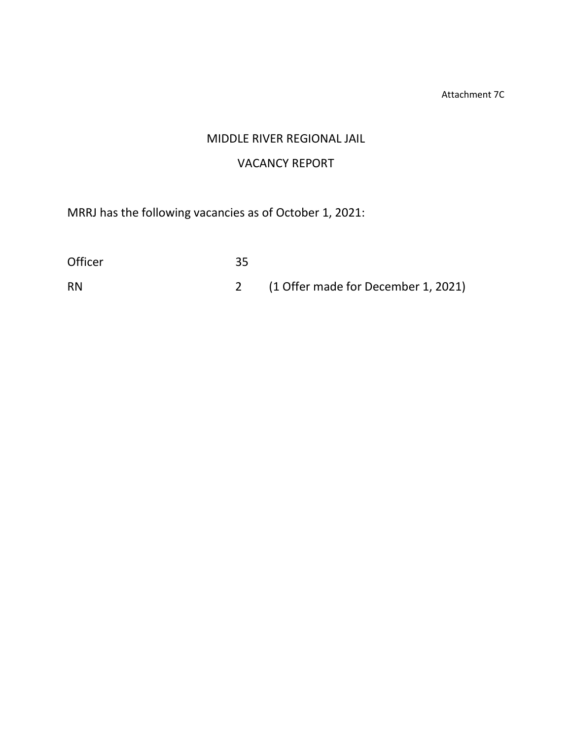Attachment 7C

# MIDDLE RIVER REGIONAL JAIL

## VACANCY REPORT

MRRJ has the following vacancies as of October 1, 2021:

| | | |
|---|---|---|
| Officer | 35 | |
| RN | 2 | (1 Offer made for December 1, 2021) |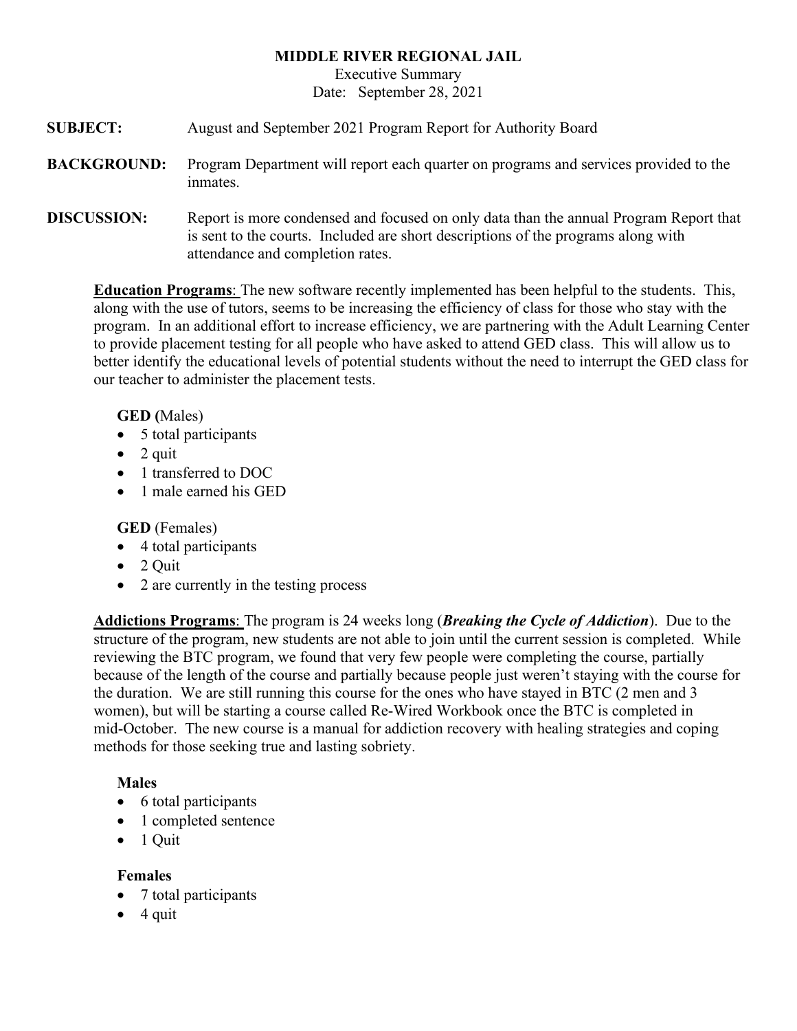**MIDDLE RIVER REGIONAL JAIL**
Executive Summary
Date: September 28, 2021

**SUBJECT:** August and September 2021 Program Report for Authority Board

**BACKGROUND:** Program Department will report each quarter on programs and services provided to the inmates.

**DISCUSSION:** Report is more condensed and focused on only data than the annual Program Report that is sent to the courts. Included are short descriptions of the programs along with attendance and completion rates.

**Education Programs**: The new software recently implemented has been helpful to the students. This, along with the use of tutors, seems to be increasing the efficiency of class for those who stay with the program. In an additional effort to increase efficiency, we are partnering with the Adult Learning Center to provide placement testing for all people who have asked to attend GED class. This will allow us to better identify the educational levels of potential students without the need to interrupt the GED class for our teacher to administer the placement tests.

**GED (**Males)

- 5 total participants
- 2 quit
- 1 transferred to DOC
- 1 male earned his GED

**GED** (Females)

- 4 total participants
- 2 Quit
- 2 are currently in the testing process

**Addictions Programs**: The program is 24 weeks long (***Breaking the Cycle of Addiction***). Due to the structure of the program, new students are not able to join until the current session is completed. While reviewing the BTC program, we found that very few people were completing the course, partially because of the length of the course and partially because people just weren't staying with the course for the duration. We are still running this course for the ones who have stayed in BTC (2 men and 3 women), but will be starting a course called Re-Wired Workbook once the BTC is completed in mid-October. The new course is a manual for addiction recovery with healing strategies and coping methods for those seeking true and lasting sobriety.

**Males**

- 6 total participants
- 1 completed sentence
- 1 Quit

**Females**

- 7 total participants
- 4 quit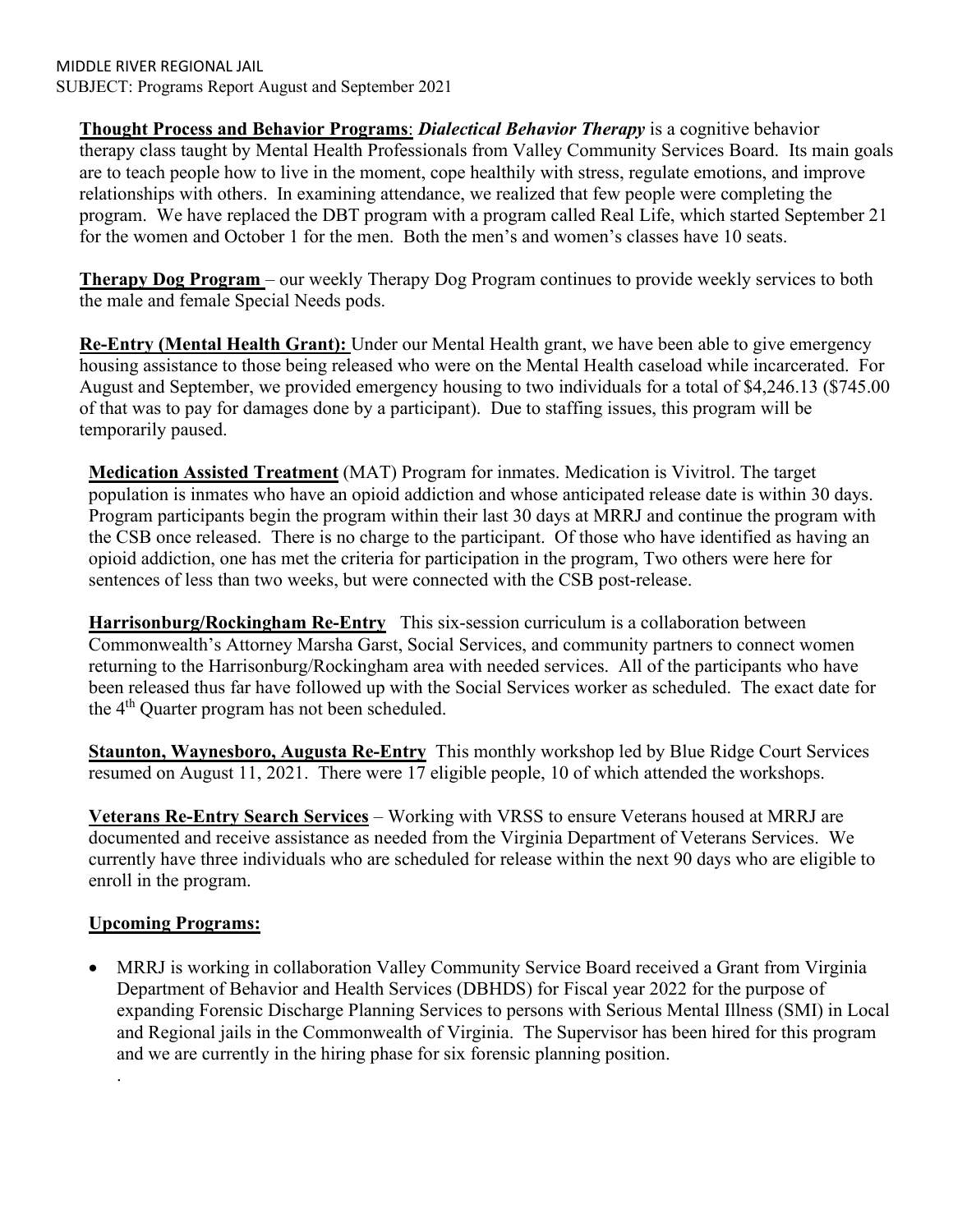MIDDLE RIVER REGIONAL JAIL
SUBJECT: Programs Report August and September 2021

**Thought Process and Behavior Programs**: ***Dialectical Behavior Therapy*** is a cognitive behavior therapy class taught by Mental Health Professionals from Valley Community Services Board. Its main goals are to teach people how to live in the moment, cope healthily with stress, regulate emotions, and improve relationships with others. In examining attendance, we realized that few people were completing the program. We have replaced the DBT program with a program called Real Life, which started September 21 for the women and October 1 for the men. Both the men's and women's classes have 10 seats.

**Therapy Dog Program** – our weekly Therapy Dog Program continues to provide weekly services to both the male and female Special Needs pods.

**Re-Entry (Mental Health Grant):** Under our Mental Health grant, we have been able to give emergency housing assistance to those being released who were on the Mental Health caseload while incarcerated. For August and September, we provided emergency housing to two individuals for a total of $4,246.13 ($745.00 of that was to pay for damages done by a participant). Due to staffing issues, this program will be temporarily paused.

**Medication Assisted Treatment** (MAT) Program for inmates. Medication is Vivitrol. The target population is inmates who have an opioid addiction and whose anticipated release date is within 30 days. Program participants begin the program within their last 30 days at MRRJ and continue the program with the CSB once released. There is no charge to the participant. Of those who have identified as having an opioid addiction, one has met the criteria for participation in the program, Two others were here for sentences of less than two weeks, but were connected with the CSB post-release.

**Harrisonburg/Rockingham Re-Entry** This six-session curriculum is a collaboration between Commonwealth's Attorney Marsha Garst, Social Services, and community partners to connect women returning to the Harrisonburg/Rockingham area with needed services. All of the participants who have been released thus far have followed up with the Social Services worker as scheduled. The exact date for the 4th Quarter program has not been scheduled.

**Staunton, Waynesboro, Augusta Re-Entry** This monthly workshop led by Blue Ridge Court Services resumed on August 11, 2021. There were 17 eligible people, 10 of which attended the workshops.

**Veterans Re-Entry Search Services** – Working with VRSS to ensure Veterans housed at MRRJ are documented and receive assistance as needed from the Virginia Department of Veterans Services. We currently have three individuals who are scheduled for release within the next 90 days who are eligible to enroll in the program.

**Upcoming Programs:**

- MRRJ is working in collaboration Valley Community Service Board received a Grant from Virginia Department of Behavior and Health Services (DBHDS) for Fiscal year 2022 for the purpose of expanding Forensic Discharge Planning Services to persons with Serious Mental Illness (SMI) in Local and Regional jails in the Commonwealth of Virginia. The Supervisor has been hired for this program and we are currently in the hiring phase for six forensic planning position.

.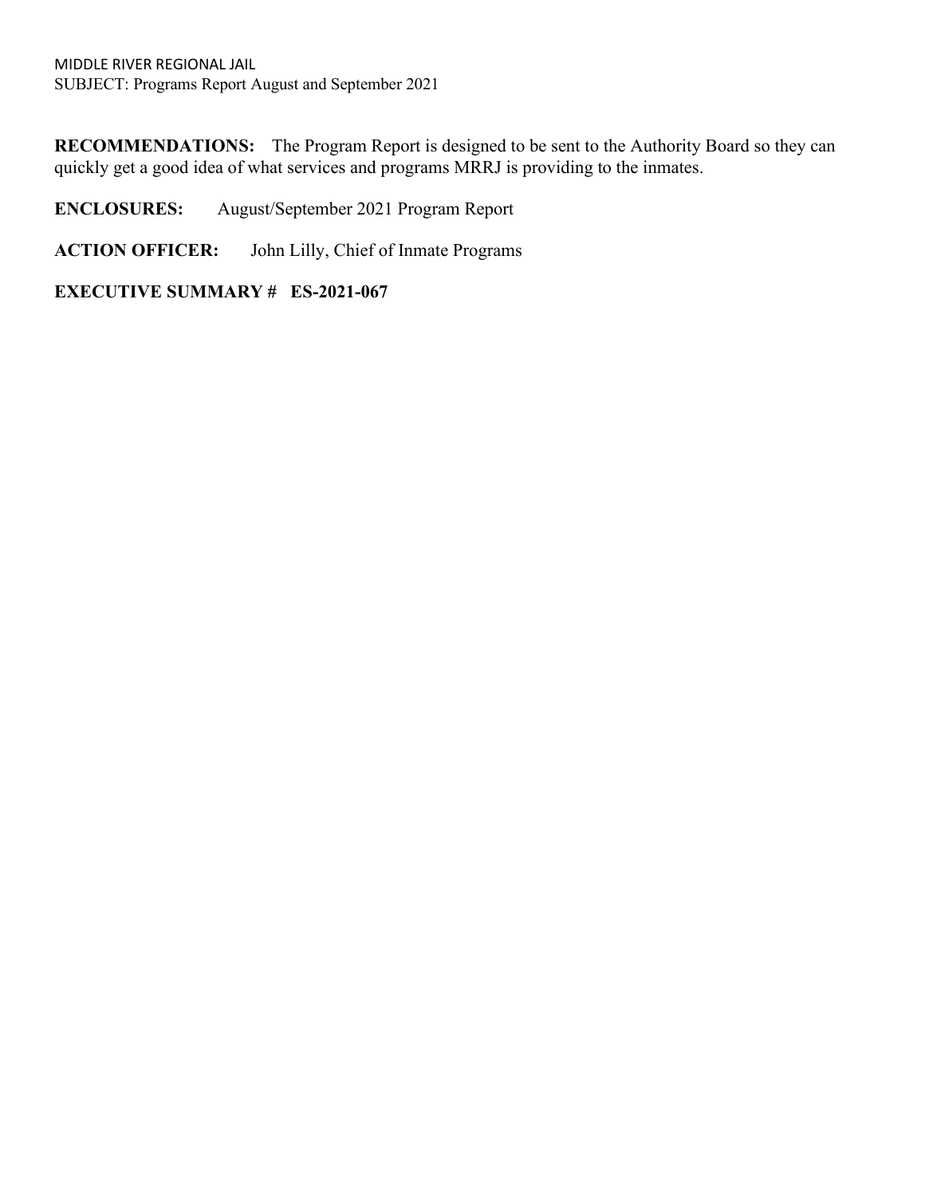MIDDLE RIVER REGIONAL JAIL
SUBJECT: Programs Report August and September 2021

**RECOMMENDATIONS:** The Program Report is designed to be sent to the Authority Board so they can quickly get a good idea of what services and programs MRRJ is providing to the inmates.

**ENCLOSURES:** August/September 2021 Program Report

**ACTION OFFICER:** John Lilly, Chief of Inmate Programs

**EXECUTIVE SUMMARY # ES-2021-067**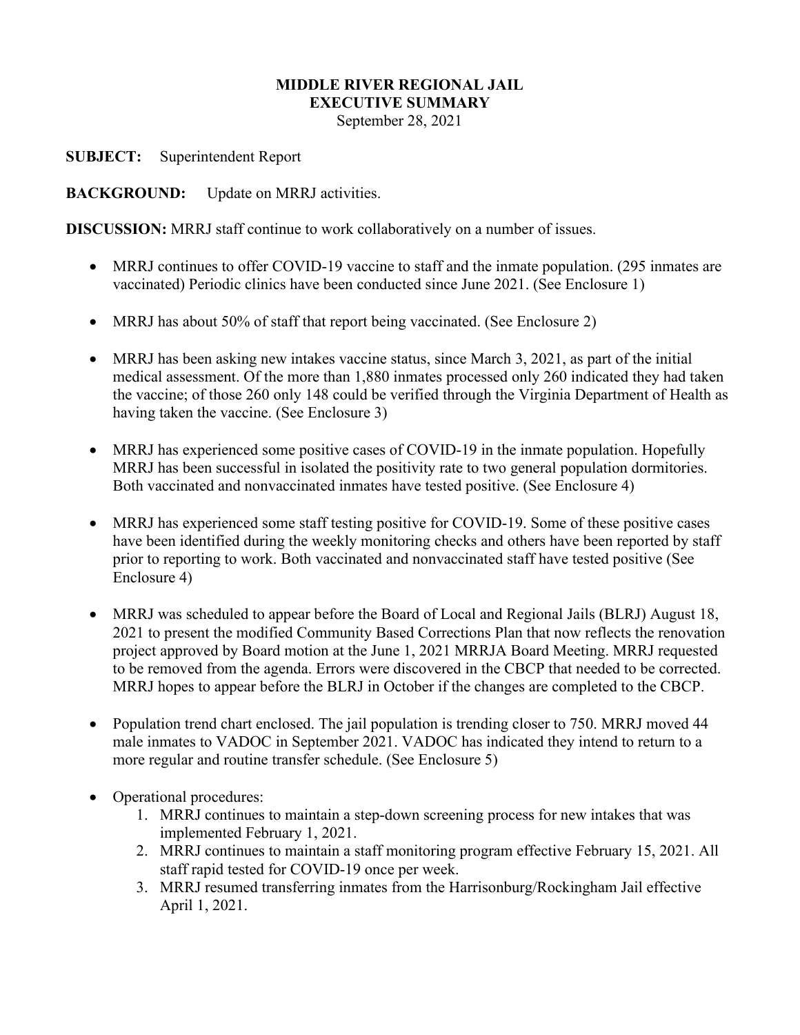**MIDDLE RIVER REGIONAL JAIL**
**EXECUTIVE SUMMARY**
September 28, 2021

**SUBJECT:** Superintendent Report

**BACKGROUND:** Update on MRRJ activities.

**DISCUSSION:** MRRJ staff continue to work collaboratively on a number of issues.

- MRRJ continues to offer COVID-19 vaccine to staff and the inmate population. (295 inmates are vaccinated) Periodic clinics have been conducted since June 2021. (See Enclosure 1)

- MRRJ has about 50% of staff that report being vaccinated. (See Enclosure 2)

- MRRJ has been asking new intakes vaccine status, since March 3, 2021, as part of the initial medical assessment. Of the more than 1,880 inmates processed only 260 indicated they had taken the vaccine; of those 260 only 148 could be verified through the Virginia Department of Health as having taken the vaccine. (See Enclosure 3)

- MRRJ has experienced some positive cases of COVID-19 in the inmate population. Hopefully MRRJ has been successful in isolated the positivity rate to two general population dormitories. Both vaccinated and nonvaccinated inmates have tested positive. (See Enclosure 4)

- MRRJ has experienced some staff testing positive for COVID-19. Some of these positive cases have been identified during the weekly monitoring checks and others have been reported by staff prior to reporting to work. Both vaccinated and nonvaccinated staff have tested positive (See Enclosure 4)

- MRRJ was scheduled to appear before the Board of Local and Regional Jails (BLRJ) August 18, 2021 to present the modified Community Based Corrections Plan that now reflects the renovation project approved by Board motion at the June 1, 2021 MRRJA Board Meeting. MRRJ requested to be removed from the agenda. Errors were discovered in the CBCP that needed to be corrected. MRRJ hopes to appear before the BLRJ in October if the changes are completed to the CBCP.

- Population trend chart enclosed. The jail population is trending closer to 750. MRRJ moved 44 male inmates to VADOC in September 2021. VADOC has indicated they intend to return to a more regular and routine transfer schedule. (See Enclosure 5)

- Operational procedures:
  1. MRRJ continues to maintain a step-down screening process for new intakes that was implemented February 1, 2021.
  2. MRRJ continues to maintain a staff monitoring program effective February 15, 2021. All staff rapid tested for COVID-19 once per week.
  3. MRRJ resumed transferring inmates from the Harrisonburg/Rockingham Jail effective April 1, 2021.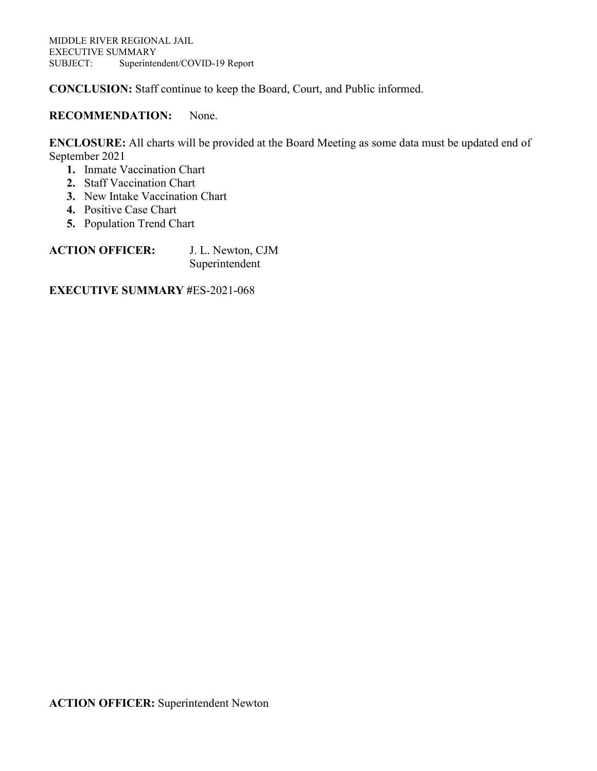MIDDLE RIVER REGIONAL JAIL
EXECUTIVE SUMMARY
SUBJECT: Superintendent/COVID-19 Report

**CONCLUSION:** Staff continue to keep the Board, Court, and Public informed.

**RECOMMENDATION:** None.

**ENCLOSURE:** All charts will be provided at the Board Meeting as some data must be updated end of September 2021

1. Inmate Vaccination Chart
2. Staff Vaccination Chart
3. New Intake Vaccination Chart
4. Positive Case Chart
5. Population Trend Chart

**ACTION OFFICER:** J. L. Newton, CJM
Superintendent

**EXECUTIVE SUMMARY #**ES-2021-068

**ACTION OFFICER:** Superintendent Newton